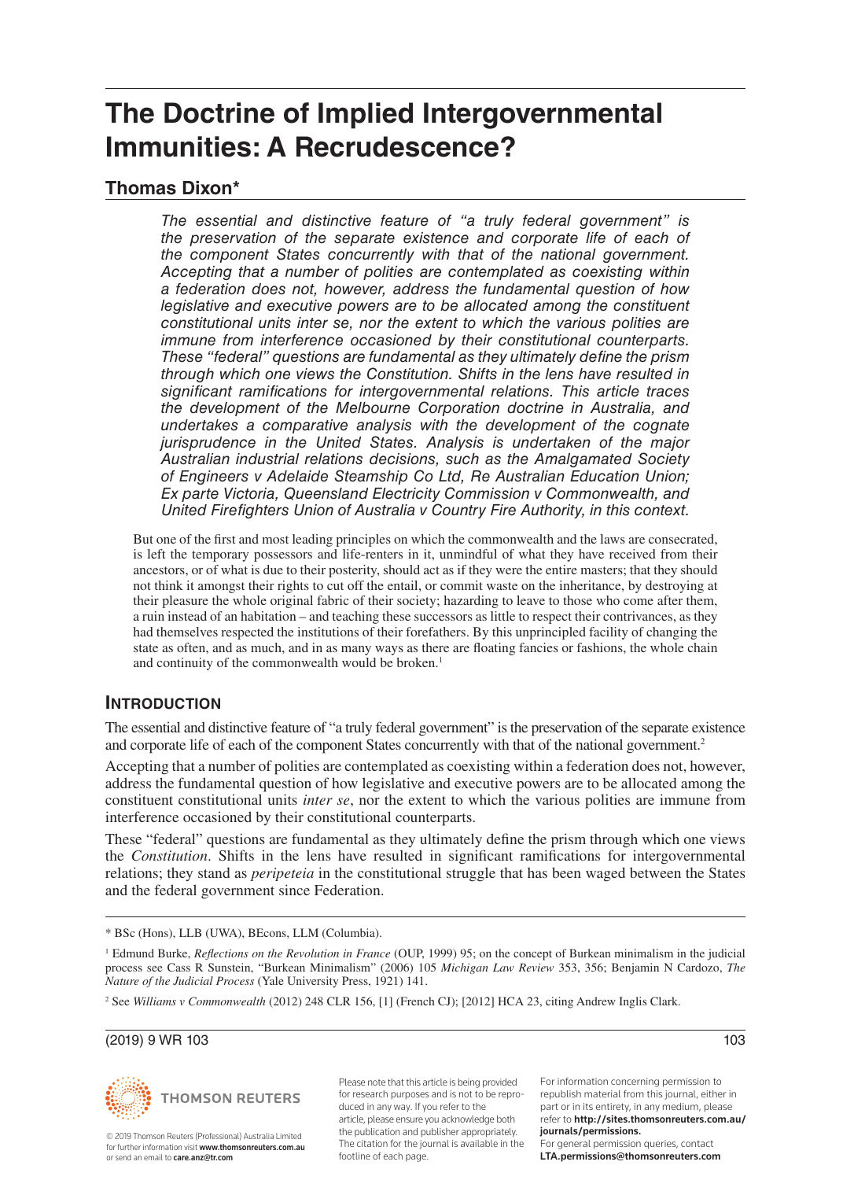# The Doctrine of Implied Intergovernmental Immunities: A Recrudescence?

## Thomas Dixon*

*The essential and distinctive feature of "a truly federal government" is the preservation of the separate existence and corporate life of each of the component States concurrently with that of the national government. Accepting that a number of polities are contemplated as coexisting within a federation does not, however, address the fundamental question of how legislative and executive powers are to be allocated among the constituent constitutional units inter se, nor the extent to which the various polities are immune from interference occasioned by their constitutional counterparts. These "federal" questions are fundamental as they ultimately define the prism through which one views the Constitution. Shifts in the lens have resulted in significant ramifications for intergovernmental relations. This article traces the development of the Melbourne Corporation doctrine in Australia, and undertakes a comparative analysis with the development of the cognate jurisprudence in the United States. Analysis is undertaken of the major Australian industrial relations decisions, such as the Amalgamated Society of Engineers v Adelaide Steamship Co Ltd, Re Australian Education Union; Ex parte Victoria, Queensland Electricity Commission v Commonwealth, and United Firefighters Union of Australia v Country Fire Authority, in this context.*

> But one of the first and most leading principles on which the commonwealth and the laws are consecrated, is left the temporary possessors and life-renters in it, unmindful of what they have received from their ancestors, or of what is due to their posterity, should act as if they were the entire masters; that they should not think it amongst their rights to cut off the entail, or commit waste on the inheritance, by destroying at their pleasure the whole original fabric of their society; hazarding to leave to those who come after them, a ruin instead of an habitation – and teaching these successors as little to respect their contrivances, as they had themselves respected the institutions of their forefathers. By this unprincipled facility of changing the state as often, and as much, and in as many ways as there are floating fancies or fashions, the whole chain and continuity of the commonwealth would be broken.[1]

## Introduction

The essential and distinctive feature of "a truly federal government" is the preservation of the separate existence and corporate life of each of the component States concurrently with that of the national government.[2]

Accepting that a number of polities are contemplated as coexisting within a federation does not, however, address the fundamental question of how legislative and executive powers are to be allocated among the constituent constitutional units *inter se*, nor the extent to which the various polities are immune from interference occasioned by their constitutional counterparts.

These "federal" questions are fundamental as they ultimately define the prism through which one views the *Constitution*. Shifts in the lens have resulted in significant ramifications for intergovernmental relations; they stand as *peripeteia* in the constitutional struggle that has been waged between the States and the federal government since Federation.

---

\* BSc (Hons), LLB (UWA), BEcons, LLM (Columbia).

[1] Edmund Burke, *Reflections on the Revolution in France* (OUP, 1999) 95; on the concept of Burkean minimalism in the judicial process see Cass R Sunstein, "Burkean Minimalism" (2006) 105 *Michigan Law Review* 353, 356; Benjamin N Cardozo, *The Nature of the Judicial Process* (Yale University Press, 1921) 141.

[2] See *Williams v Commonwealth* (2012) 248 CLR 156, [1] (French CJ); [2012] HCA 23, citing Andrew Inglis Clark.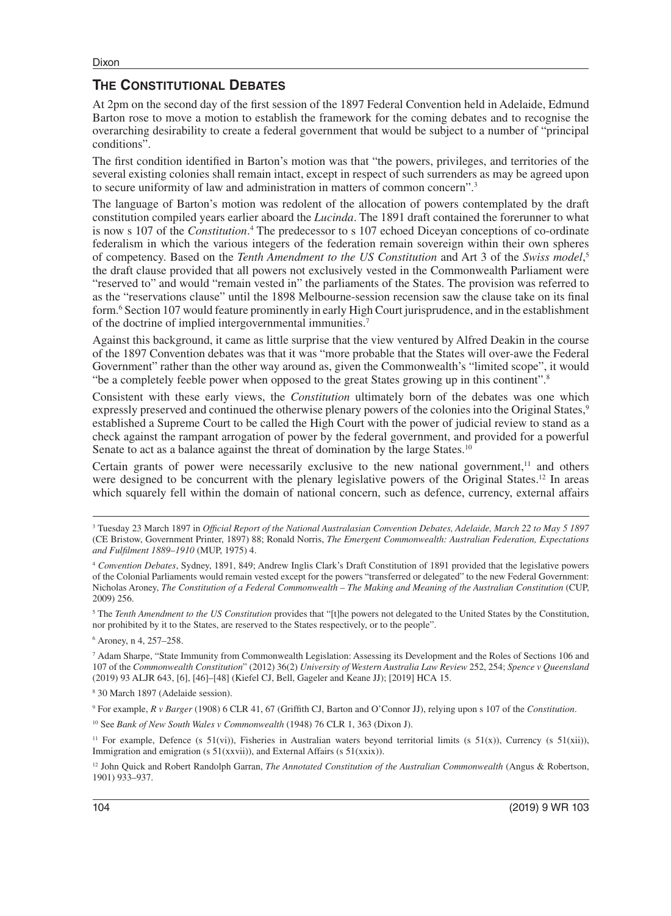## The Constitutional Debates

At 2pm on the second day of the first session of the 1897 Federal Convention held in Adelaide, Edmund Barton rose to move a motion to establish the framework for the coming debates and to recognise the overarching desirability to create a federal government that would be subject to a number of "principal conditions".

The first condition identified in Barton's motion was that "the powers, privileges, and territories of the several existing colonies shall remain intact, except in respect of such surrenders as may be agreed upon to secure uniformity of law and administration in matters of common concern".[3]

The language of Barton's motion was redolent of the allocation of powers contemplated by the draft constitution compiled years earlier aboard the *Lucinda*. The 1891 draft contained the forerunner to what is now s 107 of the *Constitution*.[4] The predecessor to s 107 echoed Diceyan conceptions of co-ordinate federalism in which the various integers of the federation remain sovereign within their own spheres of competency. Based on the *Tenth Amendment to the US Constitution* and Art 3 of the *Swiss model*,[5] the draft clause provided that all powers not exclusively vested in the Commonwealth Parliament were "reserved to" and would "remain vested in" the parliaments of the States. The provision was referred to as the "reservations clause" until the 1898 Melbourne-session recension saw the clause take on its final form.[6] Section 107 would feature prominently in early High Court jurisprudence, and in the establishment of the doctrine of implied intergovernmental immunities.[7]

Against this background, it came as little surprise that the view ventured by Alfred Deakin in the course of the 1897 Convention debates was that it was "more probable that the States will over-awe the Federal Government" rather than the other way around as, given the Commonwealth's "limited scope", it would "be a completely feeble power when opposed to the great States growing up in this continent".[8]

Consistent with these early views, the *Constitution* ultimately born of the debates was one which expressly preserved and continued the otherwise plenary powers of the colonies into the Original States,[9] established a Supreme Court to be called the High Court with the power of judicial review to stand as a check against the rampant arrogation of power by the federal government, and provided for a powerful Senate to act as a balance against the threat of domination by the large States.[10]

Certain grants of power were necessarily exclusive to the new national government,[11] and others were designed to be concurrent with the plenary legislative powers of the Original States.[12] In areas which squarely fell within the domain of national concern, such as defence, currency, external affairs

---

[3] Tuesday 23 March 1897 in *Official Report of the National Australasian Convention Debates, Adelaide, March 22 to May 5 1897* (CE Bristow, Government Printer, 1897) 88; Ronald Norris, *The Emergent Commonwealth: Australian Federation, Expectations and Fulfilment 1889–1910* (MUP, 1975) 4.

[4] *Convention Debates*, Sydney, 1891, 849; Andrew Inglis Clark's Draft Constitution of 1891 provided that the legislative powers of the Colonial Parliaments would remain vested except for the powers "transferred or delegated" to the new Federal Government: Nicholas Aroney, *The Constitution of a Federal Commonwealth – The Making and Meaning of the Australian Constitution* (CUP, 2009) 256.

[5] The *Tenth Amendment to the US Constitution* provides that "[t]he powers not delegated to the United States by the Constitution, nor prohibited by it to the States, are reserved to the States respectively, or to the people".

[6] Aroney, n 4, 257–258.

[7] Adam Sharpe, "State Immunity from Commonwealth Legislation: Assessing its Development and the Roles of Sections 106 and 107 of the *Commonwealth Constitution*" (2012) 36(2) *University of Western Australia Law Review* 252, 254; *Spence v Queensland* (2019) 93 ALJR 643, [6], [46]–[48] (Kiefel CJ, Bell, Gageler and Keane JJ); [2019] HCA 15.

[8] 30 March 1897 (Adelaide session).

[9] For example, *R v Barger* (1908) 6 CLR 41, 67 (Griffith CJ, Barton and O'Connor JJ), relying upon s 107 of the *Constitution*.

[10] See *Bank of New South Wales v Commonwealth* (1948) 76 CLR 1, 363 (Dixon J).

[11] For example, Defence (s 51(vi)), Fisheries in Australian waters beyond territorial limits (s 51(x)), Currency (s 51(xii)), Immigration and emigration (s 51(xxvii)), and External Affairs (s 51(xxix)).

[12] John Quick and Robert Randolph Garran, *The Annotated Constitution of the Australian Commonwealth* (Angus & Robertson, 1901) 933–937.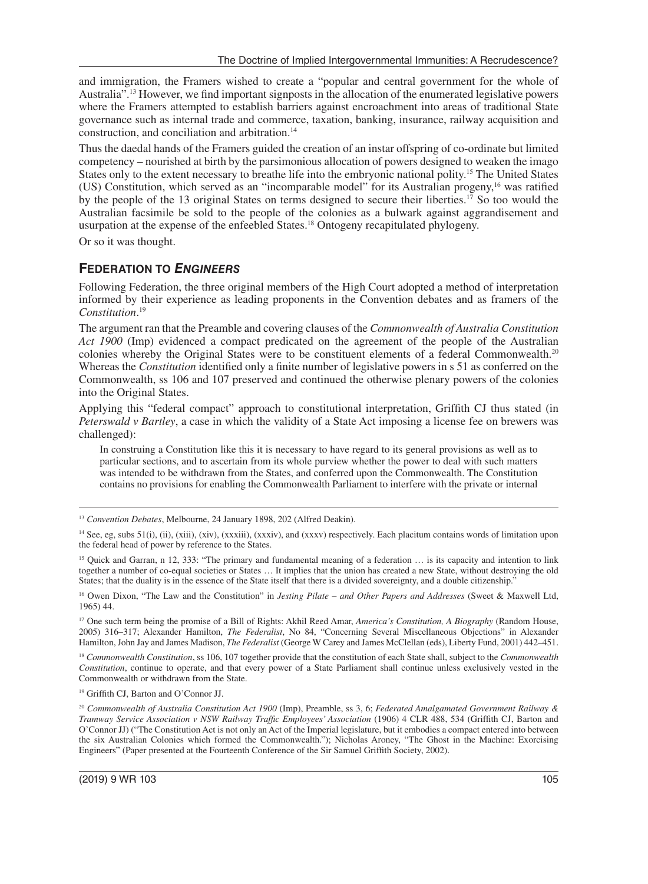and immigration, the Framers wished to create a "popular and central government for the whole of Australia".[13] However, we find important signposts in the allocation of the enumerated legislative powers where the Framers attempted to establish barriers against encroachment into areas of traditional State governance such as internal trade and commerce, taxation, banking, insurance, railway acquisition and construction, and conciliation and arbitration.[14]

Thus the daedal hands of the Framers guided the creation of an instar offspring of co-ordinate but limited competency – nourished at birth by the parsimonious allocation of powers designed to weaken the imago States only to the extent necessary to breathe life into the embryonic national polity.[15] The United States (US) Constitution, which served as an "incomparable model" for its Australian progeny,[16] was ratified by the people of the 13 original States on terms designed to secure their liberties.[17] So too would the Australian facsimile be sold to the people of the colonies as a bulwark against aggrandisement and usurpation at the expense of the enfeebled States.[18] Ontogeny recapitulated phylogeny.

Or so it was thought.

## Federation to *Engineers*

Following Federation, the three original members of the High Court adopted a method of interpretation informed by their experience as leading proponents in the Convention debates and as framers of the *Constitution*.[19]

The argument ran that the Preamble and covering clauses of the *Commonwealth of Australia Constitution Act 1900* (Imp) evidenced a compact predicated on the agreement of the people of the Australian colonies whereby the Original States were to be constituent elements of a federal Commonwealth.[20] Whereas the *Constitution* identified only a finite number of legislative powers in s 51 as conferred on the Commonwealth, ss 106 and 107 preserved and continued the otherwise plenary powers of the colonies into the Original States.

Applying this "federal compact" approach to constitutional interpretation, Griffith CJ thus stated (in *Peterswald v Bartley*, a case in which the validity of a State Act imposing a license fee on brewers was challenged):

> In construing a Constitution like this it is necessary to have regard to its general provisions as well as to particular sections, and to ascertain from its whole purview whether the power to deal with such matters was intended to be withdrawn from the States, and conferred upon the Commonwealth. The Constitution contains no provisions for enabling the Commonwealth Parliament to interfere with the private or internal

---

[13] *Convention Debates*, Melbourne, 24 January 1898, 202 (Alfred Deakin).

[14] See, eg, subs 51(i), (ii), (xiii), (xiv), (xxxiii), (xxxiv), and (xxxv) respectively. Each placitum contains words of limitation upon the federal head of power by reference to the States.

[15] Quick and Garran, n 12, 333: "The primary and fundamental meaning of a federation … is its capacity and intention to link together a number of co-equal societies or States … It implies that the union has created a new State, without destroying the old States; that the duality is in the essence of the State itself that there is a divided sovereignty, and a double citizenship."

[16] Owen Dixon, "The Law and the Constitution" in *Jesting Pilate – and Other Papers and Addresses* (Sweet & Maxwell Ltd, 1965) 44.

[17] One such term being the promise of a Bill of Rights: Akhil Reed Amar, *America's Constitution, A Biography* (Random House, 2005) 316–317; Alexander Hamilton, *The Federalist*, No 84, "Concerning Several Miscellaneous Objections" in Alexander Hamilton, John Jay and James Madison, *The Federalist* (George W Carey and James McClellan (eds), Liberty Fund, 2001) 442–451.

[18] *Commonwealth Constitution*, ss 106, 107 together provide that the constitution of each State shall, subject to the *Commonwealth Constitution*, continue to operate, and that every power of a State Parliament shall continue unless exclusively vested in the Commonwealth or withdrawn from the State.

[19] Griffith CJ, Barton and O'Connor JJ.

[20] *Commonwealth of Australia Constitution Act 1900* (Imp), Preamble, ss 3, 6; *Federated Amalgamated Government Railway & Tramway Service Association v NSW Railway Traffic Employees' Association* (1906) 4 CLR 488, 534 (Griffith CJ, Barton and O'Connor JJ) ("The Constitution Act is not only an Act of the Imperial legislature, but it embodies a compact entered into between the six Australian Colonies which formed the Commonwealth."); Nicholas Aroney, "The Ghost in the Machine: Exorcising Engineers" (Paper presented at the Fourteenth Conference of the Sir Samuel Griffith Society, 2002).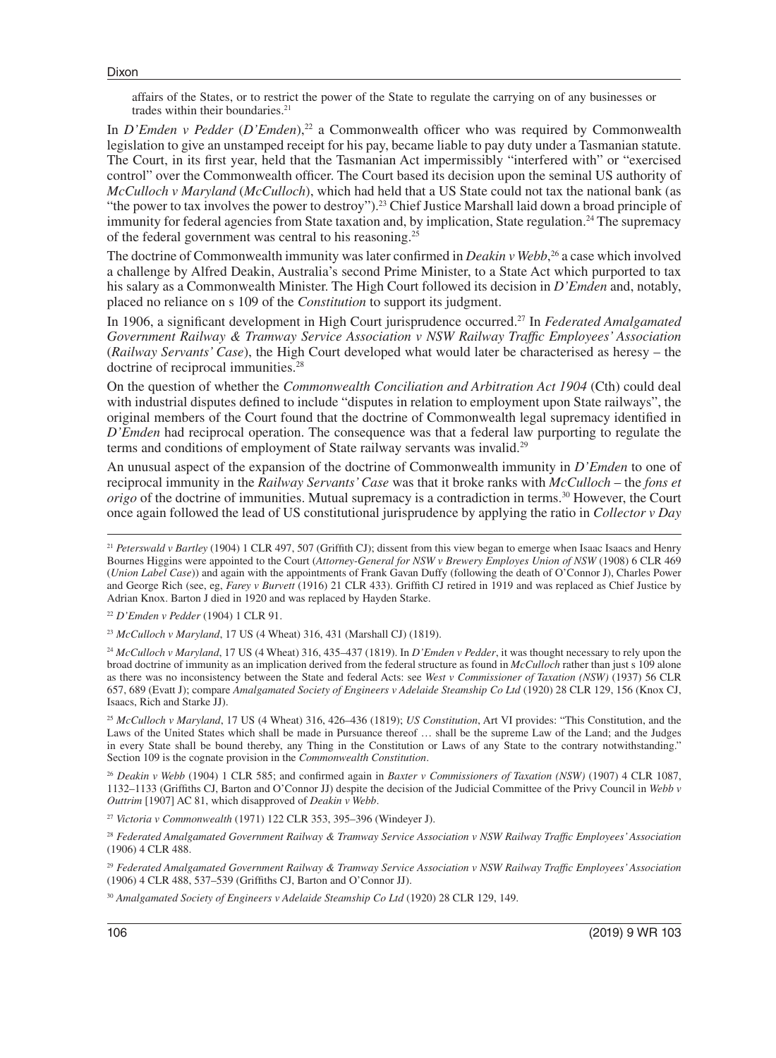affairs of the States, or to restrict the power of the State to regulate the carrying on of any businesses or trades within their boundaries.[21]

In *D'Emden v Pedder* (*D'Emden*),[22] a Commonwealth officer who was required by Commonwealth legislation to give an unstamped receipt for his pay, became liable to pay duty under a Tasmanian statute. The Court, in its first year, held that the Tasmanian Act impermissibly "interfered with" or "exercised control" over the Commonwealth officer. The Court based its decision upon the seminal US authority of *McCulloch v Maryland* (*McCulloch*), which had held that a US State could not tax the national bank (as "the power to tax involves the power to destroy").[23] Chief Justice Marshall laid down a broad principle of immunity for federal agencies from State taxation and, by implication, State regulation.[24] The supremacy of the federal government was central to his reasoning.[25]

The doctrine of Commonwealth immunity was later confirmed in *Deakin v Webb*,[26] a case which involved a challenge by Alfred Deakin, Australia's second Prime Minister, to a State Act which purported to tax his salary as a Commonwealth Minister. The High Court followed its decision in *D'Emden* and, notably, placed no reliance on s 109 of the *Constitution* to support its judgment.

In 1906, a significant development in High Court jurisprudence occurred.[27] In *Federated Amalgamated Government Railway & Tramway Service Association v NSW Railway Traffic Employees' Association* (*Railway Servants' Case*), the High Court developed what would later be characterised as heresy – the doctrine of reciprocal immunities.[28]

On the question of whether the *Commonwealth Conciliation and Arbitration Act 1904* (Cth) could deal with industrial disputes defined to include "disputes in relation to employment upon State railways", the original members of the Court found that the doctrine of Commonwealth legal supremacy identified in *D'Emden* had reciprocal operation. The consequence was that a federal law purporting to regulate the terms and conditions of employment of State railway servants was invalid.[29]

An unusual aspect of the expansion of the doctrine of Commonwealth immunity in *D'Emden* to one of reciprocal immunity in the *Railway Servants' Case* was that it broke ranks with *McCulloch* – the *fons et origo* of the doctrine of immunities. Mutual supremacy is a contradiction in terms.[30] However, the Court once again followed the lead of US constitutional jurisprudence by applying the ratio in *Collector v Day*

---

[21] *Peterswald v Bartley* (1904) 1 CLR 497, 507 (Griffith CJ); dissent from this view began to emerge when Isaac Isaacs and Henry Bournes Higgins were appointed to the Court (*Attorney-General for NSW v Brewery Employes Union of NSW* (1908) 6 CLR 469 (*Union Label Case*)) and again with the appointments of Frank Gavan Duffy (following the death of O'Connor J), Charles Power and George Rich (see, eg, *Farey v Burvett* (1916) 21 CLR 433). Griffith CJ retired in 1919 and was replaced as Chief Justice by Adrian Knox. Barton J died in 1920 and was replaced by Hayden Starke.

[22] *D'Emden v Pedder* (1904) 1 CLR 91.

[23] *McCulloch v Maryland*, 17 US (4 Wheat) 316, 431 (Marshall CJ) (1819).

[24] *McCulloch v Maryland*, 17 US (4 Wheat) 316, 435–437 (1819). In *D'Emden v Pedder*, it was thought necessary to rely upon the broad doctrine of immunity as an implication derived from the federal structure as found in *McCulloch* rather than just s 109 alone as there was no inconsistency between the State and federal Acts: see *West v Commissioner of Taxation (NSW)* (1937) 56 CLR 657, 689 (Evatt J); compare *Amalgamated Society of Engineers v Adelaide Steamship Co Ltd* (1920) 28 CLR 129, 156 (Knox CJ, Isaacs, Rich and Starke JJ).

[25] *McCulloch v Maryland*, 17 US (4 Wheat) 316, 426–436 (1819); *US Constitution*, Art VI provides: "This Constitution, and the Laws of the United States which shall be made in Pursuance thereof … shall be the supreme Law of the Land; and the Judges in every State shall be bound thereby, any Thing in the Constitution or Laws of any State to the contrary notwithstanding." Section 109 is the cognate provision in the *Commonwealth Constitution*.

[26] *Deakin v Webb* (1904) 1 CLR 585; and confirmed again in *Baxter v Commissioners of Taxation (NSW)* (1907) 4 CLR 1087, 1132–1133 (Griffiths CJ, Barton and O'Connor JJ) despite the decision of the Judicial Committee of the Privy Council in *Webb v Outtrim* [1907] AC 81, which disapproved of *Deakin v Webb*.

[27] *Victoria v Commonwealth* (1971) 122 CLR 353, 395–396 (Windeyer J).

[28] *Federated Amalgamated Government Railway & Tramway Service Association v NSW Railway Traffic Employees' Association* (1906) 4 CLR 488.

[29] *Federated Amalgamated Government Railway & Tramway Service Association v NSW Railway Traffic Employees' Association* (1906) 4 CLR 488, 537–539 (Griffiths CJ, Barton and O'Connor JJ).

[30] *Amalgamated Society of Engineers v Adelaide Steamship Co Ltd* (1920) 28 CLR 129, 149.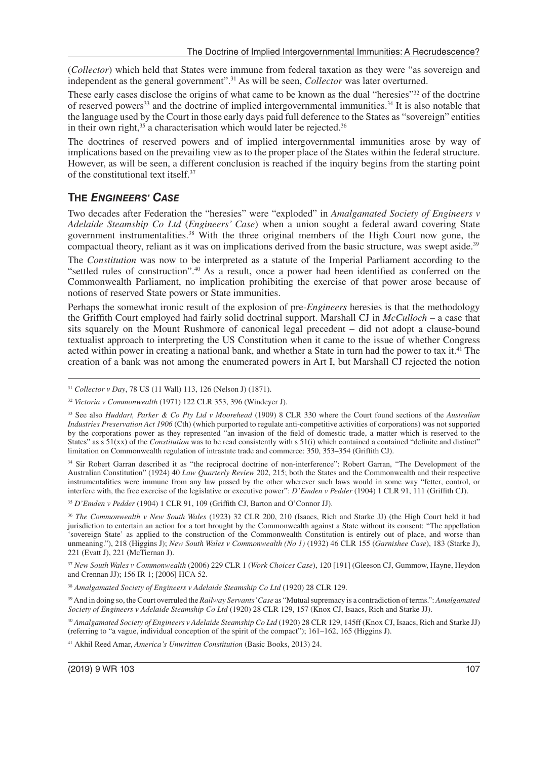(*Collector*) which held that States were immune from federal taxation as they were "as sovereign and independent as the general government".[31] As will be seen, *Collector* was later overturned.

These early cases disclose the origins of what came to be known as the dual "heresies"[32] of the doctrine of reserved powers[33] and the doctrine of implied intergovernmental immunities.[34] It is also notable that the language used by the Court in those early days paid full deference to the States as "sovereign" entities in their own right,[35] a characterisation which would later be rejected.[36]

The doctrines of reserved powers and of implied intergovernmental immunities arose by way of implications based on the prevailing view as to the proper place of the States within the federal structure. However, as will be seen, a different conclusion is reached if the inquiry begins from the starting point of the constitutional text itself.[37]

## The *Engineers' Case*

Two decades after Federation the "heresies" were "exploded" in *Amalgamated Society of Engineers v Adelaide Steamship Co Ltd* (*Engineers' Case*) when a union sought a federal award covering State government instrumentalities.[38] With the three original members of the High Court now gone, the compactual theory, reliant as it was on implications derived from the basic structure, was swept aside.[39]

The *Constitution* was now to be interpreted as a statute of the Imperial Parliament according to the "settled rules of construction".[40] As a result, once a power had been identified as conferred on the Commonwealth Parliament, no implication prohibiting the exercise of that power arose because of notions of reserved State powers or State immunities.

Perhaps the somewhat ironic result of the explosion of pre-*Engineers* heresies is that the methodology the Griffith Court employed had fairly solid doctrinal support. Marshall CJ in *McCulloch* – a case that sits squarely on the Mount Rushmore of canonical legal precedent – did not adopt a clause-bound textualist approach to interpreting the US Constitution when it came to the issue of whether Congress acted within power in creating a national bank, and whether a State in turn had the power to tax it.[41] The creation of a bank was not among the enumerated powers in Art I, but Marshall CJ rejected the notion

---

[31] *Collector v Day*, 78 US (11 Wall) 113, 126 (Nelson J) (1871).

[32] *Victoria v Commonwealth* (1971) 122 CLR 353, 396 (Windeyer J).

[33] See also *Huddart, Parker & Co Pty Ltd v Moorehead* (1909) 8 CLR 330 where the Court found sections of the *Australian Industries Preservation Act 1906* (Cth) (which purported to regulate anti-competitive activities of corporations) was not supported by the corporations power as they represented "an invasion of the field of domestic trade, a matter which is reserved to the States" as s 51(xx) of the *Constitution* was to be read consistently with s 51(i) which contained a contained "definite and distinct" limitation on Commonwealth regulation of intrastate trade and commerce: 350, 353–354 (Griffith CJ).

[34] Sir Robert Garran described it as "the reciprocal doctrine of non-interference": Robert Garran, "The Development of the Australian Constitution" (1924) 40 *Law Quarterly Review* 202, 215; both the States and the Commonwealth and their respective instrumentalities were immune from any law passed by the other wherever such laws would in some way "fetter, control, or interfere with, the free exercise of the legislative or executive power": *D'Emden v Pedder* (1904) 1 CLR 91, 111 (Griffith CJ).

[35] *D'Emden v Pedder* (1904) 1 CLR 91, 109 (Griffith CJ, Barton and O'Connor JJ).

[36] *The Commonwealth v New South Wales* (1923) 32 CLR 200, 210 (Isaacs, Rich and Starke JJ) (the High Court held it had jurisdiction to entertain an action for a tort brought by the Commonwealth against a State without its consent: "The appellation 'sovereign State' as applied to the construction of the Commonwealth Constitution is entirely out of place, and worse than unmeaning."), 218 (Higgins J); *New South Wales v Commonwealth (No 1)* (1932) 46 CLR 155 (*Garnishee Case*), 183 (Starke J), 221 (Evatt J), 221 (McTiernan J).

[37] *New South Wales v Commonwealth* (2006) 229 CLR 1 (*Work Choices Case*), 120 [191] (Gleeson CJ, Gummow, Hayne, Heydon and Crennan JJ); 156 IR 1; [2006] HCA 52.

[38] *Amalgamated Society of Engineers v Adelaide Steamship Co Ltd* (1920) 28 CLR 129.

[39] And in doing so, the Court overruled the *Railway Servants' Case* as "Mutual supremacy is a contradiction of terms.": *Amalgamated Society of Engineers v Adelaide Steamship Co Ltd* (1920) 28 CLR 129, 157 (Knox CJ, Isaacs, Rich and Starke JJ).

[40] *Amalgamated Society of Engineers v Adelaide Steamship Co Ltd* (1920) 28 CLR 129, 145ff (Knox CJ, Isaacs, Rich and Starke JJ) (referring to "a vague, individual conception of the spirit of the compact"); 161–162, 165 (Higgins J).

[41] Akhil Reed Amar, *America's Unwritten Constitution* (Basic Books, 2013) 24.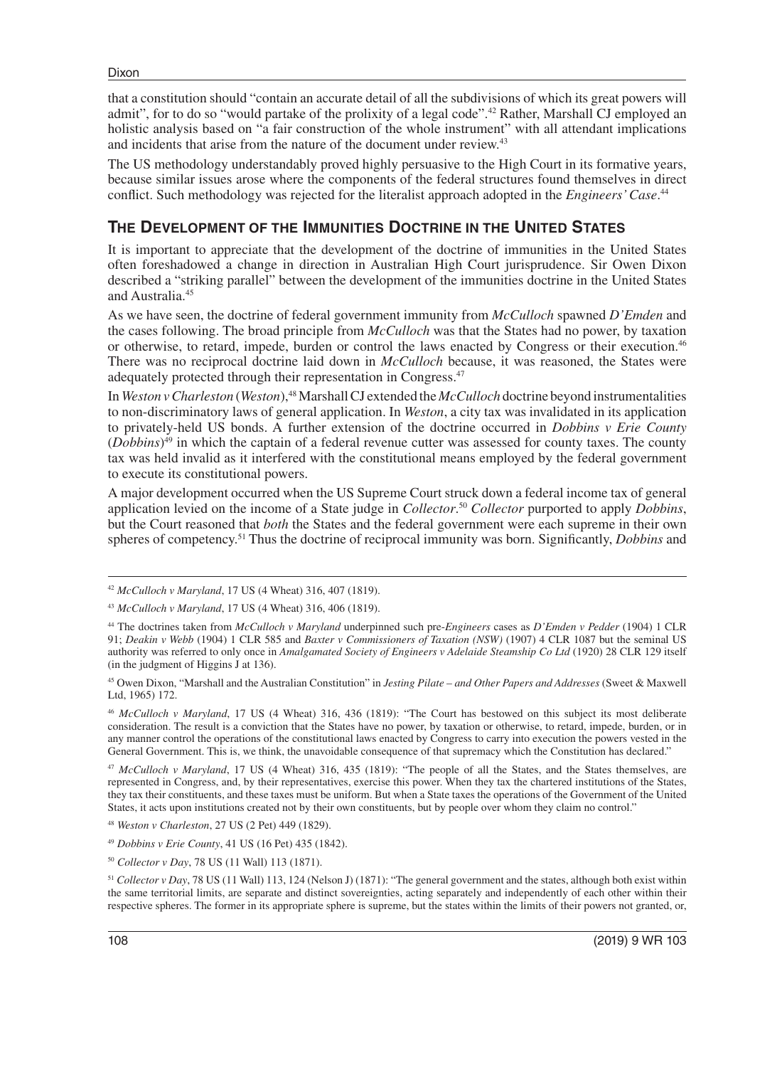that a constitution should "contain an accurate detail of all the subdivisions of which its great powers will admit", for to do so "would partake of the prolixity of a legal code".[42] Rather, Marshall CJ employed an holistic analysis based on "a fair construction of the whole instrument" with all attendant implications and incidents that arise from the nature of the document under review.[43]

The US methodology understandably proved highly persuasive to the High Court in its formative years, because similar issues arose where the components of the federal structures found themselves in direct conflict. Such methodology was rejected for the literalist approach adopted in the *Engineers' Case*.[44]

## The Development of the Immunities Doctrine in the United States

It is important to appreciate that the development of the doctrine of immunities in the United States often foreshadowed a change in direction in Australian High Court jurisprudence. Sir Owen Dixon described a "striking parallel" between the development of the immunities doctrine in the United States and Australia.[45]

As we have seen, the doctrine of federal government immunity from *McCulloch* spawned *D'Emden* and the cases following. The broad principle from *McCulloch* was that the States had no power, by taxation or otherwise, to retard, impede, burden or control the laws enacted by Congress or their execution.[46] There was no reciprocal doctrine laid down in *McCulloch* because, it was reasoned, the States were adequately protected through their representation in Congress.[47]

In *Weston v Charleston* (*Weston*),[48] Marshall CJ extended the *McCulloch* doctrine beyond instrumentalities to non-discriminatory laws of general application. In *Weston*, a city tax was invalidated in its application to privately-held US bonds. A further extension of the doctrine occurred in *Dobbins v Erie County* (*Dobbins*)[49] in which the captain of a federal revenue cutter was assessed for county taxes. The county tax was held invalid as it interfered with the constitutional means employed by the federal government to execute its constitutional powers.

A major development occurred when the US Supreme Court struck down a federal income tax of general application levied on the income of a State judge in *Collector*.[50] *Collector* purported to apply *Dobbins*, but the Court reasoned that *both* the States and the federal government were each supreme in their own spheres of competency.[51] Thus the doctrine of reciprocal immunity was born. Significantly, *Dobbins* and

---

[42] *McCulloch v Maryland*, 17 US (4 Wheat) 316, 407 (1819).

[43] *McCulloch v Maryland*, 17 US (4 Wheat) 316, 406 (1819).

[44] The doctrines taken from *McCulloch v Maryland* underpinned such pre-*Engineers* cases as *D'Emden v Pedder* (1904) 1 CLR 91; *Deakin v Webb* (1904) 1 CLR 585 and *Baxter v Commissioners of Taxation (NSW)* (1907) 4 CLR 1087 but the seminal US authority was referred to only once in *Amalgamated Society of Engineers v Adelaide Steamship Co Ltd* (1920) 28 CLR 129 itself (in the judgment of Higgins J at 136).

[45] Owen Dixon, "Marshall and the Australian Constitution" in *Jesting Pilate – and Other Papers and Addresses* (Sweet & Maxwell Ltd, 1965) 172.

[46] *McCulloch v Maryland*, 17 US (4 Wheat) 316, 436 (1819): "The Court has bestowed on this subject its most deliberate consideration. The result is a conviction that the States have no power, by taxation or otherwise, to retard, impede, burden, or in any manner control the operations of the constitutional laws enacted by Congress to carry into execution the powers vested in the General Government. This is, we think, the unavoidable consequence of that supremacy which the Constitution has declared."

[47] *McCulloch v Maryland*, 17 US (4 Wheat) 316, 435 (1819): "The people of all the States, and the States themselves, are represented in Congress, and, by their representatives, exercise this power. When they tax the chartered institutions of the States, they tax their constituents, and these taxes must be uniform. But when a State taxes the operations of the Government of the United States, it acts upon institutions created not by their own constituents, but by people over whom they claim no control."

[48] *Weston v Charleston*, 27 US (2 Pet) 449 (1829).

[49] *Dobbins v Erie County*, 41 US (16 Pet) 435 (1842).

[50] *Collector v Day*, 78 US (11 Wall) 113 (1871).

[51] *Collector v Day*, 78 US (11 Wall) 113, 124 (Nelson J) (1871): "The general government and the states, although both exist within the same territorial limits, are separate and distinct sovereignties, acting separately and independently of each other within their respective spheres. The former in its appropriate sphere is supreme, but the states within the limits of their powers not granted, or,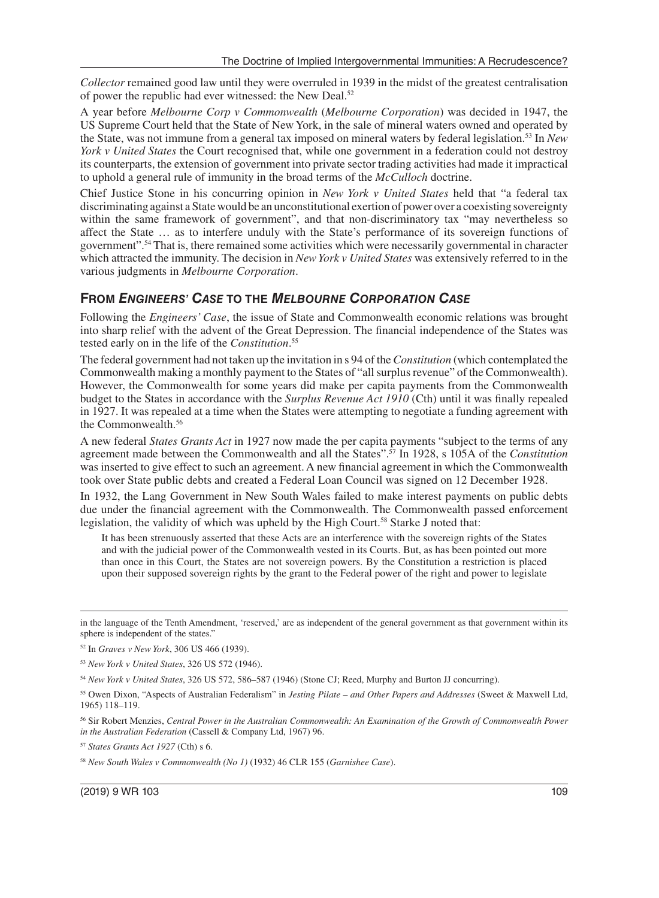*Collector* remained good law until they were overruled in 1939 in the midst of the greatest centralisation of power the republic had ever witnessed: the New Deal.[52]

A year before *Melbourne Corp v Commonwealth* (*Melbourne Corporation*) was decided in 1947, the US Supreme Court held that the State of New York, in the sale of mineral waters owned and operated by the State, was not immune from a general tax imposed on mineral waters by federal legislation.[53] In *New York v United States* the Court recognised that, while one government in a federation could not destroy its counterparts, the extension of government into private sector trading activities had made it impractical to uphold a general rule of immunity in the broad terms of the *McCulloch* doctrine.

Chief Justice Stone in his concurring opinion in *New York v United States* held that "a federal tax discriminating against a State would be an unconstitutional exertion of power over a coexisting sovereignty within the same framework of government", and that non-discriminatory tax "may nevertheless so affect the State … as to interfere unduly with the State's performance of its sovereign functions of government".[54] That is, there remained some activities which were necessarily governmental in character which attracted the immunity. The decision in *New York v United States* was extensively referred to in the various judgments in *Melbourne Corporation*.

## From *Engineers' Case* to the *Melbourne Corporation Case*

Following the *Engineers' Case*, the issue of State and Commonwealth economic relations was brought into sharp relief with the advent of the Great Depression. The financial independence of the States was tested early on in the life of the *Constitution*.[55]

The federal government had not taken up the invitation in s 94 of the *Constitution* (which contemplated the Commonwealth making a monthly payment to the States of "all surplus revenue" of the Commonwealth). However, the Commonwealth for some years did make per capita payments from the Commonwealth budget to the States in accordance with the *Surplus Revenue Act 1910* (Cth) until it was finally repealed in 1927. It was repealed at a time when the States were attempting to negotiate a funding agreement with the Commonwealth.[56]

A new federal *States Grants Act* in 1927 now made the per capita payments "subject to the terms of any agreement made between the Commonwealth and all the States".[57] In 1928, s 105A of the *Constitution* was inserted to give effect to such an agreement. A new financial agreement in which the Commonwealth took over State public debts and created a Federal Loan Council was signed on 12 December 1928.

In 1932, the Lang Government in New South Wales failed to make interest payments on public debts due under the financial agreement with the Commonwealth. The Commonwealth passed enforcement legislation, the validity of which was upheld by the High Court.[58] Starke J noted that:

> It has been strenuously asserted that these Acts are an interference with the sovereign rights of the States and with the judicial power of the Commonwealth vested in its Courts. But, as has been pointed out more than once in this Court, the States are not sovereign powers. By the Constitution a restriction is placed upon their supposed sovereign rights by the grant to the Federal power of the right and power to legislate

---

in the language of the Tenth Amendment, 'reserved,' are as independent of the general government as that government within its sphere is independent of the states."

[52] In *Graves v New York*, 306 US 466 (1939).

[53] *New York v United States*, 326 US 572 (1946).

[54] *New York v United States*, 326 US 572, 586–587 (1946) (Stone CJ; Reed, Murphy and Burton JJ concurring).

[55] Owen Dixon, "Aspects of Australian Federalism" in *Jesting Pilate – and Other Papers and Addresses* (Sweet & Maxwell Ltd, 1965) 118–119.

[56] Sir Robert Menzies, *Central Power in the Australian Commonwealth: An Examination of the Growth of Commonwealth Power in the Australian Federation* (Cassell & Company Ltd, 1967) 96.

[57] *States Grants Act 1927* (Cth) s 6.

[58] *New South Wales v Commonwealth (No 1)* (1932) 46 CLR 155 (*Garnishee Case*).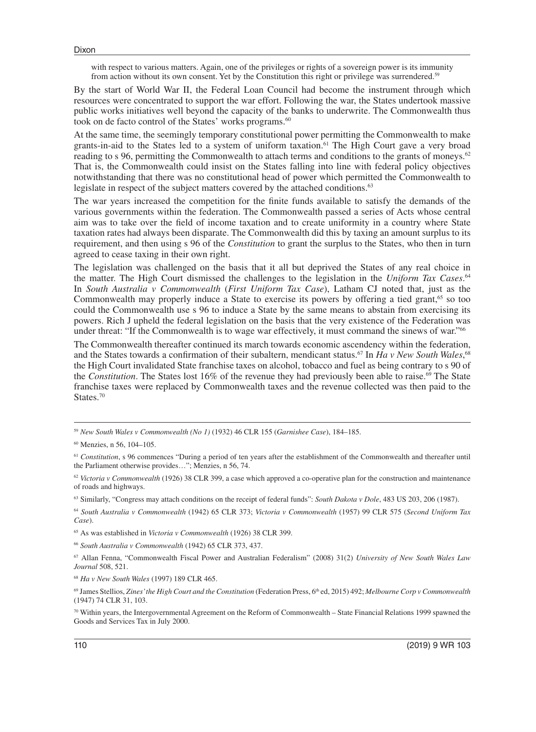with respect to various matters. Again, one of the privileges or rights of a sovereign power is its immunity from action without its own consent. Yet by the Constitution this right or privilege was surrendered.[59]

By the start of World War II, the Federal Loan Council had become the instrument through which resources were concentrated to support the war effort. Following the war, the States undertook massive public works initiatives well beyond the capacity of the banks to underwrite. The Commonwealth thus took on de facto control of the States' works programs.[60]

At the same time, the seemingly temporary constitutional power permitting the Commonwealth to make grants-in-aid to the States led to a system of uniform taxation.[61] The High Court gave a very broad reading to s 96, permitting the Commonwealth to attach terms and conditions to the grants of moneys.[62] That is, the Commonwealth could insist on the States falling into line with federal policy objectives notwithstanding that there was no constitutional head of power which permitted the Commonwealth to legislate in respect of the subject matters covered by the attached conditions.[63]

The war years increased the competition for the finite funds available to satisfy the demands of the various governments within the federation. The Commonwealth passed a series of Acts whose central aim was to take over the field of income taxation and to create uniformity in a country where State taxation rates had always been disparate. The Commonwealth did this by taxing an amount surplus to its requirement, and then using s 96 of the *Constitution* to grant the surplus to the States, who then in turn agreed to cease taxing in their own right.

The legislation was challenged on the basis that it all but deprived the States of any real choice in the matter. The High Court dismissed the challenges to the legislation in the *Uniform Tax Cases*.[64] In *South Australia v Commonwealth* (*First Uniform Tax Case*), Latham CJ noted that, just as the Commonwealth may properly induce a State to exercise its powers by offering a tied grant,[65] so too could the Commonwealth use s 96 to induce a State by the same means to abstain from exercising its powers. Rich J upheld the federal legislation on the basis that the very existence of the Federation was under threat: "If the Commonwealth is to wage war effectively, it must command the sinews of war."[66]

The Commonwealth thereafter continued its march towards economic ascendency within the federation, and the States towards a confirmation of their subaltern, mendicant status.[67] In *Ha v New South Wales*,[68] the High Court invalidated State franchise taxes on alcohol, tobacco and fuel as being contrary to s 90 of the *Constitution*. The States lost 16% of the revenue they had previously been able to raise.[69] The State franchise taxes were replaced by Commonwealth taxes and the revenue collected was then paid to the States.[70]

---

[59] *New South Wales v Commonwealth (No 1)* (1932) 46 CLR 155 (*Garnishee Case*), 184–185.

[60] Menzies, n 56, 104–105.

[61] *Constitution*, s 96 commences "During a period of ten years after the establishment of the Commonwealth and thereafter until the Parliament otherwise provides…"; Menzies, n 56, 74.

[62] *Victoria v Commonwealth* (1926) 38 CLR 399, a case which approved a co-operative plan for the construction and maintenance of roads and highways.

[63] Similarly, "Congress may attach conditions on the receipt of federal funds": *South Dakota v Dole*, 483 US 203, 206 (1987).

[64] *South Australia v Commonwealth* (1942) 65 CLR 373; *Victoria v Commonwealth* (1957) 99 CLR 575 (*Second Uniform Tax Case*).

[65] As was established in *Victoria v Commonwealth* (1926) 38 CLR 399.

[66] *South Australia v Commonwealth* (1942) 65 CLR 373, 437.

[67] Allan Fenna, "Commonwealth Fiscal Power and Australian Federalism" (2008) 31(2) *University of New South Wales Law Journal* 508, 521.

[68] *Ha v New South Wales* (1997) 189 CLR 465.

[69] James Stellios, *Zines' the High Court and the Constitution* (Federation Press, 6th ed, 2015) 492; *Melbourne Corp v Commonwealth* (1947) 74 CLR 31, 103.

[70] Within years, the Intergovernmental Agreement on the Reform of Commonwealth – State Financial Relations 1999 spawned the Goods and Services Tax in July 2000.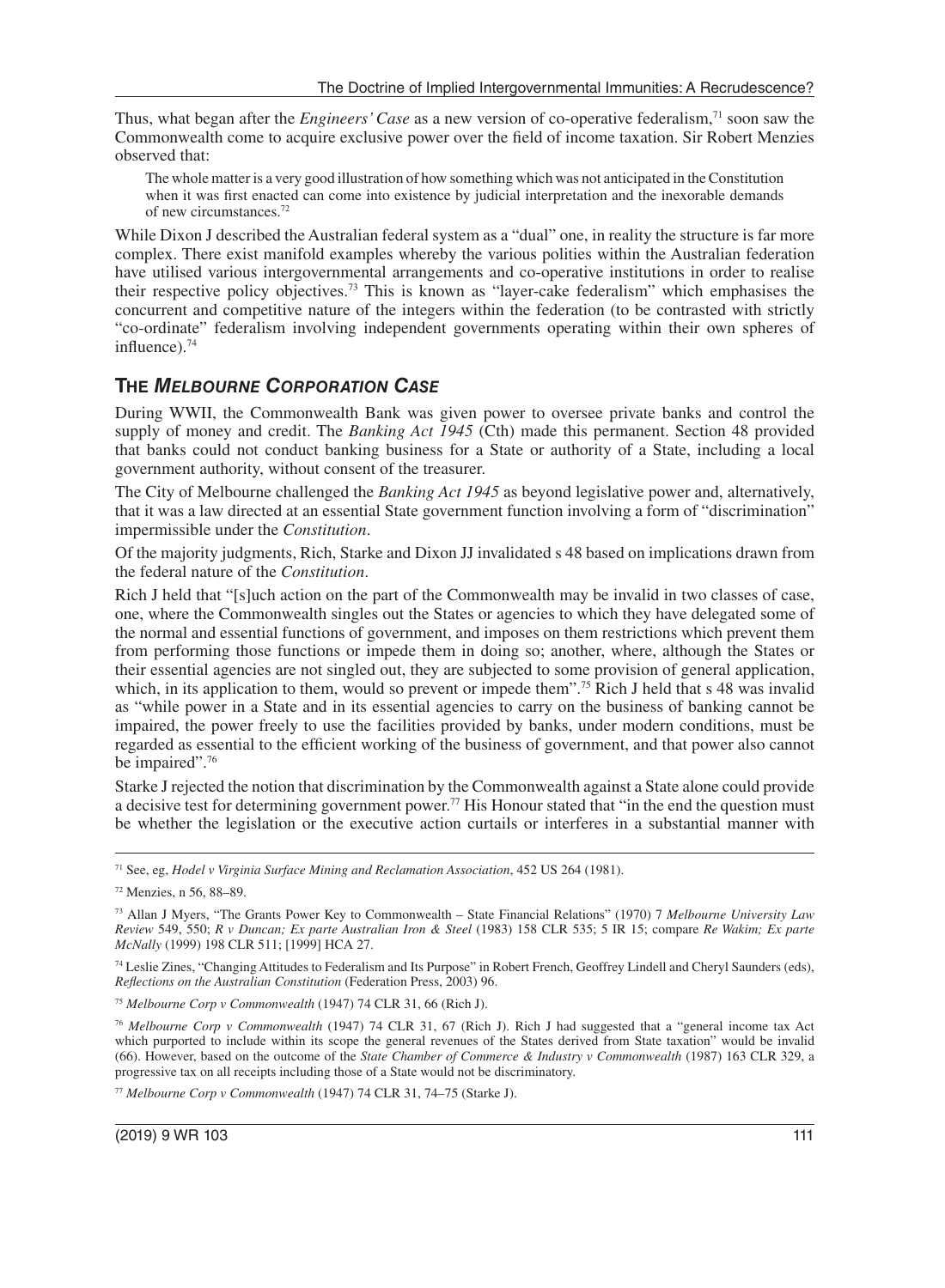Thus, what began after the *Engineers' Case* as a new version of co-operative federalism,[71] soon saw the Commonwealth come to acquire exclusive power over the field of income taxation. Sir Robert Menzies observed that:

> The whole matter is a very good illustration of how something which was not anticipated in the Constitution when it was first enacted can come into existence by judicial interpretation and the inexorable demands of new circumstances.[72]

While Dixon J described the Australian federal system as a "dual" one, in reality the structure is far more complex. There exist manifold examples whereby the various polities within the Australian federation have utilised various intergovernmental arrangements and co-operative institutions in order to realise their respective policy objectives.[73] This is known as "layer-cake federalism" which emphasises the concurrent and competitive nature of the integers within the federation (to be contrasted with strictly "co-ordinate" federalism involving independent governments operating within their own spheres of influence).[74]

## THE *MELBOURNE CORPORATION CASE*

During WWII, the Commonwealth Bank was given power to oversee private banks and control the supply of money and credit. The *Banking Act 1945* (Cth) made this permanent. Section 48 provided that banks could not conduct banking business for a State or authority of a State, including a local government authority, without consent of the treasurer.

The City of Melbourne challenged the *Banking Act 1945* as beyond legislative power and, alternatively, that it was a law directed at an essential State government function involving a form of "discrimination" impermissible under the *Constitution*.

Of the majority judgments, Rich, Starke and Dixon JJ invalidated s 48 based on implications drawn from the federal nature of the *Constitution*.

Rich J held that "[s]uch action on the part of the Commonwealth may be invalid in two classes of case, one, where the Commonwealth singles out the States or agencies to which they have delegated some of the normal and essential functions of government, and imposes on them restrictions which prevent them from performing those functions or impede them in doing so; another, where, although the States or their essential agencies are not singled out, they are subjected to some provision of general application, which, in its application to them, would so prevent or impede them".[75] Rich J held that s 48 was invalid as "while power in a State and in its essential agencies to carry on the business of banking cannot be impaired, the power freely to use the facilities provided by banks, under modern conditions, must be regarded as essential to the efficient working of the business of government, and that power also cannot be impaired".[76]

Starke J rejected the notion that discrimination by the Commonwealth against a State alone could provide a decisive test for determining government power.[77] His Honour stated that "in the end the question must be whether the legislation or the executive action curtails or interferes in a substantial manner with

---

[71] See, eg, *Hodel v Virginia Surface Mining and Reclamation Association*, 452 US 264 (1981).

[72] Menzies, n 56, 88–89.

[73] Allan J Myers, "The Grants Power Key to Commonwealth – State Financial Relations" (1970) 7 *Melbourne University Law Review* 549, 550; *R v Duncan; Ex parte Australian Iron & Steel* (1983) 158 CLR 535; 5 IR 15; compare *Re Wakim; Ex parte McNally* (1999) 198 CLR 511; [1999] HCA 27.

[74] Leslie Zines, "Changing Attitudes to Federalism and Its Purpose" in Robert French, Geoffrey Lindell and Cheryl Saunders (eds), *Reflections on the Australian Constitution* (Federation Press, 2003) 96.

[75] *Melbourne Corp v Commonwealth* (1947) 74 CLR 31, 66 (Rich J).

[76] *Melbourne Corp v Commonwealth* (1947) 74 CLR 31, 67 (Rich J). Rich J had suggested that a "general income tax Act which purported to include within its scope the general revenues of the States derived from State taxation" would be invalid (66). However, based on the outcome of the *State Chamber of Commerce & Industry v Commonwealth* (1987) 163 CLR 329, a progressive tax on all receipts including those of a State would not be discriminatory.

[77] *Melbourne Corp v Commonwealth* (1947) 74 CLR 31, 74–75 (Starke J).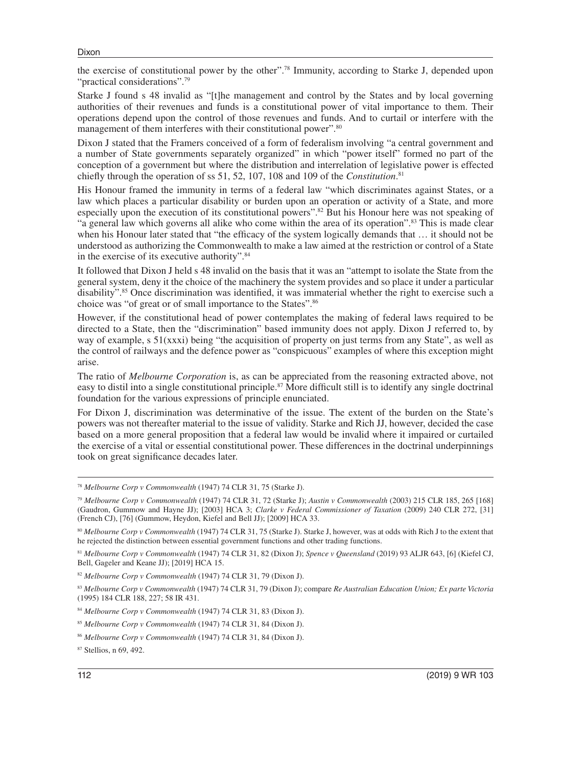the exercise of constitutional power by the other".[78] Immunity, according to Starke J, depended upon "practical considerations".[79]

Starke J found s 48 invalid as "[t]he management and control by the States and by local governing authorities of their revenues and funds is a constitutional power of vital importance to them. Their operations depend upon the control of those revenues and funds. And to curtail or interfere with the management of them interferes with their constitutional power".[80]

Dixon J stated that the Framers conceived of a form of federalism involving "a central government and a number of State governments separately organized" in which "power itself" formed no part of the conception of a government but where the distribution and interrelation of legislative power is effected chiefly through the operation of ss 51, 52, 107, 108 and 109 of the *Constitution*.[81]

His Honour framed the immunity in terms of a federal law "which discriminates against States, or a law which places a particular disability or burden upon an operation or activity of a State, and more especially upon the execution of its constitutional powers".[82] But his Honour here was not speaking of "a general law which governs all alike who come within the area of its operation".[83] This is made clear when his Honour later stated that "the efficacy of the system logically demands that … it should not be understood as authorizing the Commonwealth to make a law aimed at the restriction or control of a State in the exercise of its executive authority".[84]

It followed that Dixon J held s 48 invalid on the basis that it was an "attempt to isolate the State from the general system, deny it the choice of the machinery the system provides and so place it under a particular disability".[85] Once discrimination was identified, it was immaterial whether the right to exercise such a choice was "of great or of small importance to the States".[86]

However, if the constitutional head of power contemplates the making of federal laws required to be directed to a State, then the "discrimination" based immunity does not apply. Dixon J referred to, by way of example, s 51(xxxi) being "the acquisition of property on just terms from any State", as well as the control of railways and the defence power as "conspicuous" examples of where this exception might arise.

The ratio of *Melbourne Corporation* is, as can be appreciated from the reasoning extracted above, not easy to distil into a single constitutional principle.[87] More difficult still is to identify any single doctrinal foundation for the various expressions of principle enunciated.

For Dixon J, discrimination was determinative of the issue. The extent of the burden on the State's powers was not thereafter material to the issue of validity. Starke and Rich JJ, however, decided the case based on a more general proposition that a federal law would be invalid where it impaired or curtailed the exercise of a vital or essential constitutional power. These differences in the doctrinal underpinnings took on great significance decades later.

---

[78] *Melbourne Corp v Commonwealth* (1947) 74 CLR 31, 75 (Starke J).

[79] *Melbourne Corp v Commonwealth* (1947) 74 CLR 31, 72 (Starke J); *Austin v Commonwealth* (2003) 215 CLR 185, 265 [168] (Gaudron, Gummow and Hayne JJ); [2003] HCA 3; *Clarke v Federal Commissioner of Taxation* (2009) 240 CLR 272, [31] (French CJ), [76] (Gummow, Heydon, Kiefel and Bell JJ); [2009] HCA 33.

[80] *Melbourne Corp v Commonwealth* (1947) 74 CLR 31, 75 (Starke J). Starke J, however, was at odds with Rich J to the extent that he rejected the distinction between essential government functions and other trading functions.

[81] *Melbourne Corp v Commonwealth* (1947) 74 CLR 31, 82 (Dixon J); *Spence v Queensland* (2019) 93 ALJR 643, [6] (Kiefel CJ, Bell, Gageler and Keane JJ); [2019] HCA 15.

[82] *Melbourne Corp v Commonwealth* (1947) 74 CLR 31, 79 (Dixon J).

[83] *Melbourne Corp v Commonwealth* (1947) 74 CLR 31, 79 (Dixon J); compare *Re Australian Education Union; Ex parte Victoria* (1995) 184 CLR 188, 227; 58 IR 431.

[84] *Melbourne Corp v Commonwealth* (1947) 74 CLR 31, 83 (Dixon J).

[85] *Melbourne Corp v Commonwealth* (1947) 74 CLR 31, 84 (Dixon J).

[86] *Melbourne Corp v Commonwealth* (1947) 74 CLR 31, 84 (Dixon J).

[87] Stellios, n 69, 492.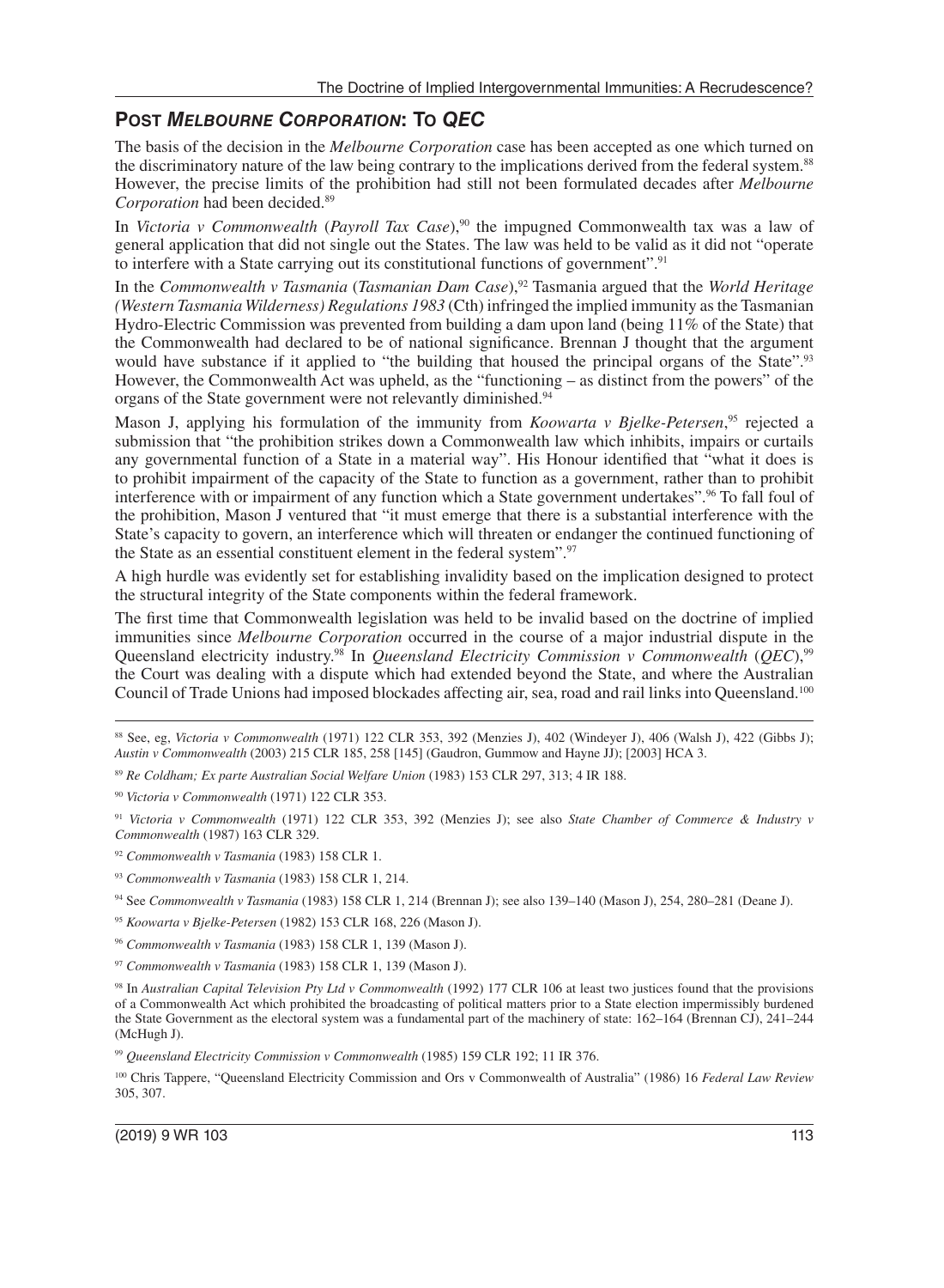## POST *MELBOURNE CORPORATION*: TO *QEC*

The basis of the decision in the *Melbourne Corporation* case has been accepted as one which turned on the discriminatory nature of the law being contrary to the implications derived from the federal system.[88] However, the precise limits of the prohibition had still not been formulated decades after *Melbourne Corporation* had been decided.[89]

In *Victoria v Commonwealth* (*Payroll Tax Case*),[90] the impugned Commonwealth tax was a law of general application that did not single out the States. The law was held to be valid as it did not "operate to interfere with a State carrying out its constitutional functions of government".[91]

In the *Commonwealth v Tasmania* (*Tasmanian Dam Case*),[92] Tasmania argued that the *World Heritage (Western Tasmania Wilderness) Regulations 1983* (Cth) infringed the implied immunity as the Tasmanian Hydro-Electric Commission was prevented from building a dam upon land (being 11% of the State) that the Commonwealth had declared to be of national significance. Brennan J thought that the argument would have substance if it applied to "the building that housed the principal organs of the State".[93] However, the Commonwealth Act was upheld, as the "functioning – as distinct from the powers" of the organs of the State government were not relevantly diminished.[94]

Mason J, applying his formulation of the immunity from *Koowarta v Bjelke-Petersen*,[95] rejected a submission that "the prohibition strikes down a Commonwealth law which inhibits, impairs or curtails any governmental function of a State in a material way". His Honour identified that "what it does is to prohibit impairment of the capacity of the State to function as a government, rather than to prohibit interference with or impairment of any function which a State government undertakes".[96] To fall foul of the prohibition, Mason J ventured that "it must emerge that there is a substantial interference with the State's capacity to govern, an interference which will threaten or endanger the continued functioning of the State as an essential constituent element in the federal system".[97]

A high hurdle was evidently set for establishing invalidity based on the implication designed to protect the structural integrity of the State components within the federal framework.

The first time that Commonwealth legislation was held to be invalid based on the doctrine of implied immunities since *Melbourne Corporation* occurred in the course of a major industrial dispute in the Queensland electricity industry.[98] In *Queensland Electricity Commission v Commonwealth* (*QEC*),[99] the Court was dealing with a dispute which had extended beyond the State, and where the Australian Council of Trade Unions had imposed blockades affecting air, sea, road and rail links into Queensland.[100]

---

[88] See, eg, *Victoria v Commonwealth* (1971) 122 CLR 353, 392 (Menzies J), 402 (Windeyer J), 406 (Walsh J), 422 (Gibbs J); *Austin v Commonwealth* (2003) 215 CLR 185, 258 [145] (Gaudron, Gummow and Hayne JJ); [2003] HCA 3.

[89] *Re Coldham; Ex parte Australian Social Welfare Union* (1983) 153 CLR 297, 313; 4 IR 188.

[90] *Victoria v Commonwealth* (1971) 122 CLR 353.

[91] *Victoria v Commonwealth* (1971) 122 CLR 353, 392 (Menzies J); see also *State Chamber of Commerce & Industry v Commonwealth* (1987) 163 CLR 329.

[92] *Commonwealth v Tasmania* (1983) 158 CLR 1.

[93] *Commonwealth v Tasmania* (1983) 158 CLR 1, 214.

[94] See *Commonwealth v Tasmania* (1983) 158 CLR 1, 214 (Brennan J); see also 139–140 (Mason J), 254, 280–281 (Deane J).

[95] *Koowarta v Bjelke-Petersen* (1982) 153 CLR 168, 226 (Mason J).

[96] *Commonwealth v Tasmania* (1983) 158 CLR 1, 139 (Mason J).

[97] *Commonwealth v Tasmania* (1983) 158 CLR 1, 139 (Mason J).

[98] In *Australian Capital Television Pty Ltd v Commonwealth* (1992) 177 CLR 106 at least two justices found that the provisions of a Commonwealth Act which prohibited the broadcasting of political matters prior to a State election impermissibly burdened the State Government as the electoral system was a fundamental part of the machinery of state: 162–164 (Brennan CJ), 241–244 (McHugh J).

[99] *Queensland Electricity Commission v Commonwealth* (1985) 159 CLR 192; 11 IR 376.

[100] Chris Tappere, "Queensland Electricity Commission and Ors v Commonwealth of Australia" (1986) 16 *Federal Law Review* 305, 307.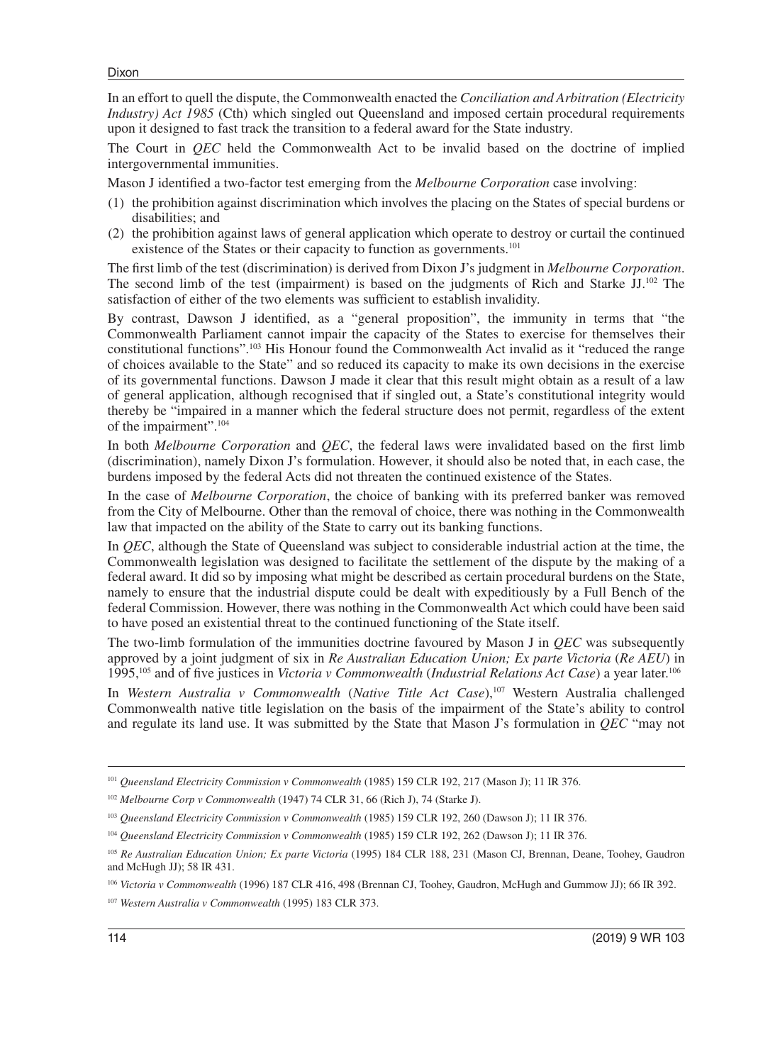In an effort to quell the dispute, the Commonwealth enacted the *Conciliation and Arbitration (Electricity Industry) Act 1985* (Cth) which singled out Queensland and imposed certain procedural requirements upon it designed to fast track the transition to a federal award for the State industry.

The Court in *QEC* held the Commonwealth Act to be invalid based on the doctrine of implied intergovernmental immunities.

Mason J identified a two-factor test emerging from the *Melbourne Corporation* case involving:

(1) the prohibition against discrimination which involves the placing on the States of special burdens or disabilities; and
(2) the prohibition against laws of general application which operate to destroy or curtail the continued existence of the States or their capacity to function as governments.[101]

The first limb of the test (discrimination) is derived from Dixon J's judgment in *Melbourne Corporation*. The second limb of the test (impairment) is based on the judgments of Rich and Starke JJ.[102] The satisfaction of either of the two elements was sufficient to establish invalidity.

By contrast, Dawson J identified, as a "general proposition", the immunity in terms that "the Commonwealth Parliament cannot impair the capacity of the States to exercise for themselves their constitutional functions".[103] His Honour found the Commonwealth Act invalid as it "reduced the range of choices available to the State" and so reduced its capacity to make its own decisions in the exercise of its governmental functions. Dawson J made it clear that this result might obtain as a result of a law of general application, although recognised that if singled out, a State's constitutional integrity would thereby be "impaired in a manner which the federal structure does not permit, regardless of the extent of the impairment".[104]

In both *Melbourne Corporation* and *QEC*, the federal laws were invalidated based on the first limb (discrimination), namely Dixon J's formulation. However, it should also be noted that, in each case, the burdens imposed by the federal Acts did not threaten the continued existence of the States.

In the case of *Melbourne Corporation*, the choice of banking with its preferred banker was removed from the City of Melbourne. Other than the removal of choice, there was nothing in the Commonwealth law that impacted on the ability of the State to carry out its banking functions.

In *QEC*, although the State of Queensland was subject to considerable industrial action at the time, the Commonwealth legislation was designed to facilitate the settlement of the dispute by the making of a federal award. It did so by imposing what might be described as certain procedural burdens on the State, namely to ensure that the industrial dispute could be dealt with expeditiously by a Full Bench of the federal Commission. However, there was nothing in the Commonwealth Act which could have been said to have posed an existential threat to the continued functioning of the State itself.

The two-limb formulation of the immunities doctrine favoured by Mason J in *QEC* was subsequently approved by a joint judgment of six in *Re Australian Education Union; Ex parte Victoria* (*Re AEU*) in 1995,[105] and of five justices in *Victoria v Commonwealth* (*Industrial Relations Act Case*) a year later.[106]

In *Western Australia v Commonwealth* (*Native Title Act Case*),[107] Western Australia challenged Commonwealth native title legislation on the basis of the impairment of the State's ability to control and regulate its land use. It was submitted by the State that Mason J's formulation in *QEC* "may not

---

[101] *Queensland Electricity Commission v Commonwealth* (1985) 159 CLR 192, 217 (Mason J); 11 IR 376.

[102] *Melbourne Corp v Commonwealth* (1947) 74 CLR 31, 66 (Rich J), 74 (Starke J).

[103] *Queensland Electricity Commission v Commonwealth* (1985) 159 CLR 192, 260 (Dawson J); 11 IR 376.

[104] *Queensland Electricity Commission v Commonwealth* (1985) 159 CLR 192, 262 (Dawson J); 11 IR 376.

[105] *Re Australian Education Union; Ex parte Victoria* (1995) 184 CLR 188, 231 (Mason CJ, Brennan, Deane, Toohey, Gaudron and McHugh JJ); 58 IR 431.

[106] *Victoria v Commonwealth* (1996) 187 CLR 416, 498 (Brennan CJ, Toohey, Gaudron, McHugh and Gummow JJ); 66 IR 392.

[107] *Western Australia v Commonwealth* (1995) 183 CLR 373.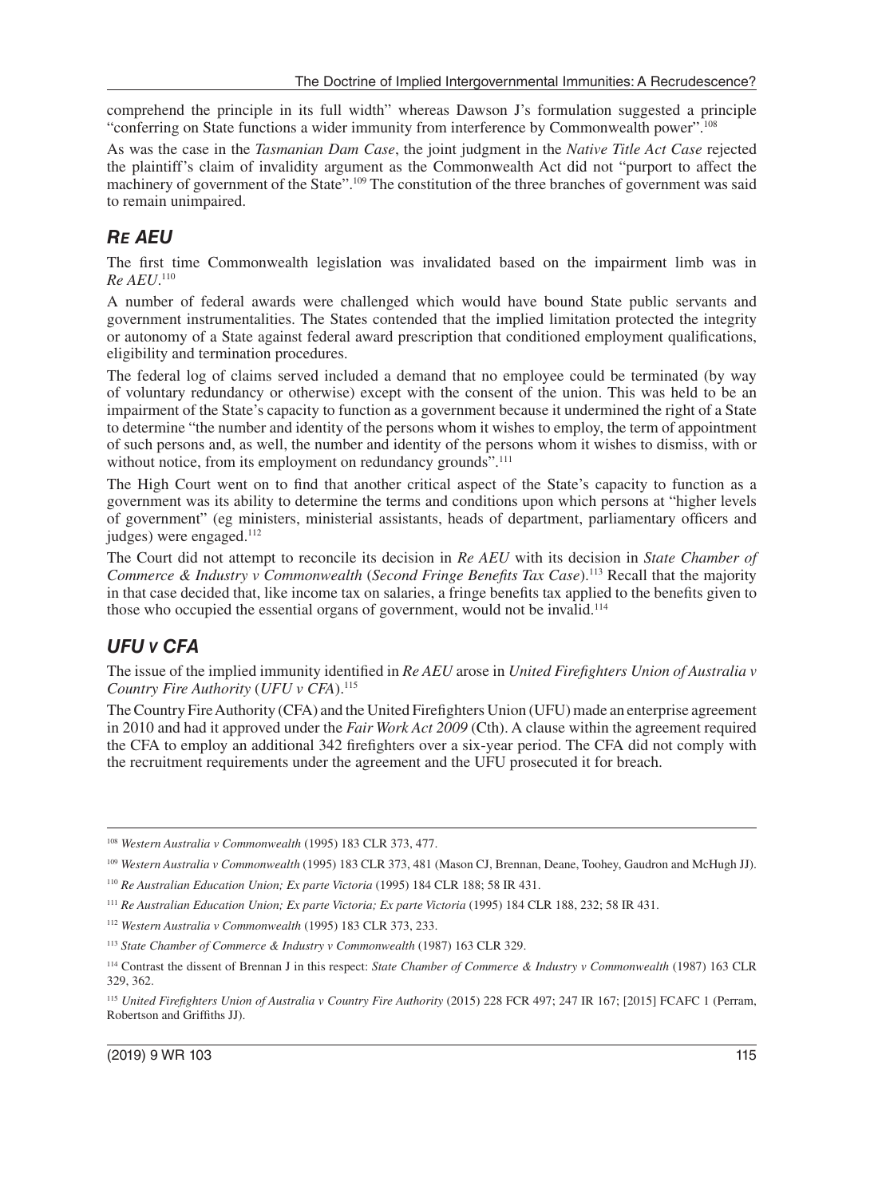comprehend the principle in its full width" whereas Dawson J's formulation suggested a principle "conferring on State functions a wider immunity from interference by Commonwealth power".[108]

As was the case in the *Tasmanian Dam Case*, the joint judgment in the *Native Title Act Case* rejected the plaintiff's claim of invalidity argument as the Commonwealth Act did not "purport to affect the machinery of government of the State".[109] The constitution of the three branches of government was said to remain unimpaired.

## *Re AEU*

The first time Commonwealth legislation was invalidated based on the impairment limb was in *Re AEU*.[110]

A number of federal awards were challenged which would have bound State public servants and government instrumentalities. The States contended that the implied limitation protected the integrity or autonomy of a State against federal award prescription that conditioned employment qualifications, eligibility and termination procedures.

The federal log of claims served included a demand that no employee could be terminated (by way of voluntary redundancy or otherwise) except with the consent of the union. This was held to be an impairment of the State's capacity to function as a government because it undermined the right of a State to determine "the number and identity of the persons whom it wishes to employ, the term of appointment of such persons and, as well, the number and identity of the persons whom it wishes to dismiss, with or without notice, from its employment on redundancy grounds".[111]

The High Court went on to find that another critical aspect of the State's capacity to function as a government was its ability to determine the terms and conditions upon which persons at "higher levels of government" (eg ministers, ministerial assistants, heads of department, parliamentary officers and judges) were engaged.[112]

The Court did not attempt to reconcile its decision in *Re AEU* with its decision in *State Chamber of Commerce & Industry v Commonwealth* (*Second Fringe Benefits Tax Case*).[113] Recall that the majority in that case decided that, like income tax on salaries, a fringe benefits tax applied to the benefits given to those who occupied the essential organs of government, would not be invalid.[114]

## *UFU v CFA*

The issue of the implied immunity identified in *Re AEU* arose in *United Firefighters Union of Australia v Country Fire Authority* (*UFU v CFA*).[115]

The Country Fire Authority (CFA) and the United Firefighters Union (UFU) made an enterprise agreement in 2010 and had it approved under the *Fair Work Act 2009* (Cth). A clause within the agreement required the CFA to employ an additional 342 firefighters over a six-year period. The CFA did not comply with the recruitment requirements under the agreement and the UFU prosecuted it for breach.

---

[108] *Western Australia v Commonwealth* (1995) 183 CLR 373, 477.

[109] *Western Australia v Commonwealth* (1995) 183 CLR 373, 481 (Mason CJ, Brennan, Deane, Toohey, Gaudron and McHugh JJ).

[110] *Re Australian Education Union; Ex parte Victoria* (1995) 184 CLR 188; 58 IR 431.

[111] *Re Australian Education Union; Ex parte Victoria; Ex parte Victoria* (1995) 184 CLR 188, 232; 58 IR 431.

[112] *Western Australia v Commonwealth* (1995) 183 CLR 373, 233.

[113] *State Chamber of Commerce & Industry v Commonwealth* (1987) 163 CLR 329.

[114] Contrast the dissent of Brennan J in this respect: *State Chamber of Commerce & Industry v Commonwealth* (1987) 163 CLR 329, 362.

[115] *United Firefighters Union of Australia v Country Fire Authority* (2015) 228 FCR 497; 247 IR 167; [2015] FCAFC 1 (Perram, Robertson and Griffiths JJ).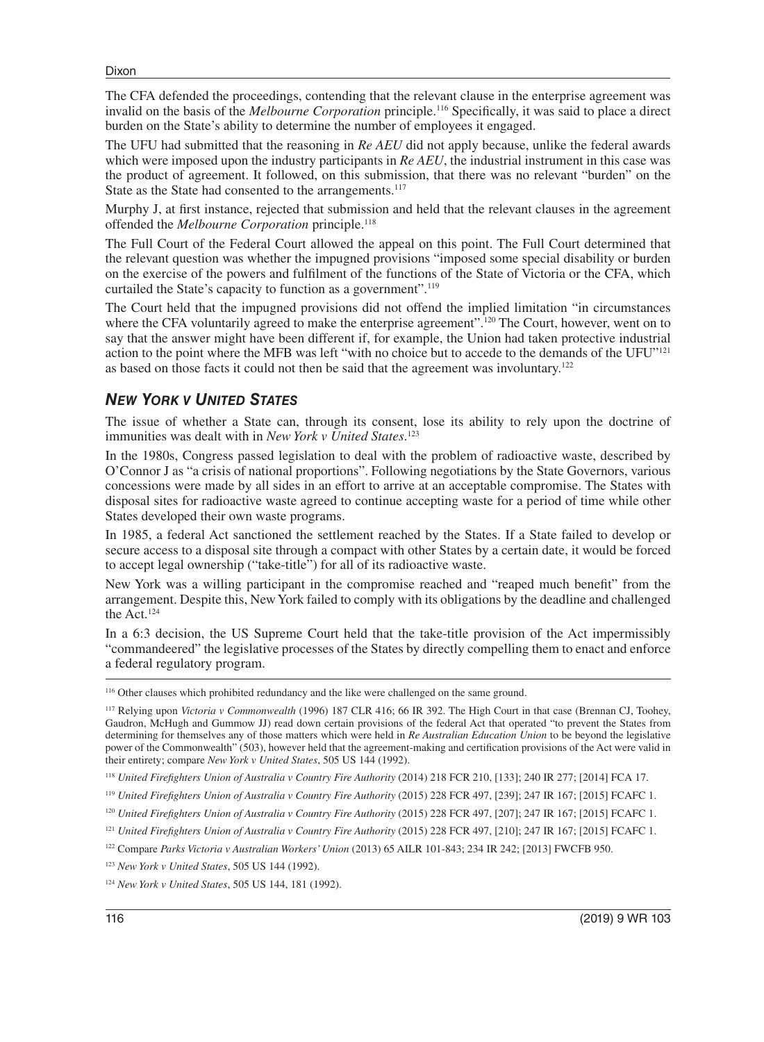The CFA defended the proceedings, contending that the relevant clause in the enterprise agreement was invalid on the basis of the *Melbourne Corporation* principle.[116] Specifically, it was said to place a direct burden on the State's ability to determine the number of employees it engaged.

The UFU had submitted that the reasoning in *Re AEU* did not apply because, unlike the federal awards which were imposed upon the industry participants in *Re AEU*, the industrial instrument in this case was the product of agreement. It followed, on this submission, that there was no relevant "burden" on the State as the State had consented to the arrangements.[117]

Murphy J, at first instance, rejected that submission and held that the relevant clauses in the agreement offended the *Melbourne Corporation* principle.[118]

The Full Court of the Federal Court allowed the appeal on this point. The Full Court determined that the relevant question was whether the impugned provisions "imposed some special disability or burden on the exercise of the powers and fulfilment of the functions of the State of Victoria or the CFA, which curtailed the State's capacity to function as a government".[119]

The Court held that the impugned provisions did not offend the implied limitation "in circumstances where the CFA voluntarily agreed to make the enterprise agreement".[120] The Court, however, went on to say that the answer might have been different if, for example, the Union had taken protective industrial action to the point where the MFB was left "with no choice but to accede to the demands of the UFU"[121] as based on those facts it could not then be said that the agreement was involuntary.[122]

## *NEW YORK V UNITED STATES*

The issue of whether a State can, through its consent, lose its ability to rely upon the doctrine of immunities was dealt with in *New York v United States*.[123]

In the 1980s, Congress passed legislation to deal with the problem of radioactive waste, described by O'Connor J as "a crisis of national proportions". Following negotiations by the State Governors, various concessions were made by all sides in an effort to arrive at an acceptable compromise. The States with disposal sites for radioactive waste agreed to continue accepting waste for a period of time while other States developed their own waste programs.

In 1985, a federal Act sanctioned the settlement reached by the States. If a State failed to develop or secure access to a disposal site through a compact with other States by a certain date, it would be forced to accept legal ownership ("take-title") for all of its radioactive waste.

New York was a willing participant in the compromise reached and "reaped much benefit" from the arrangement. Despite this, New York failed to comply with its obligations by the deadline and challenged the Act.[124]

In a 6:3 decision, the US Supreme Court held that the take-title provision of the Act impermissibly "commandeered" the legislative processes of the States by directly compelling them to enact and enforce a federal regulatory program.

---

[116] Other clauses which prohibited redundancy and the like were challenged on the same ground.

[117] Relying upon *Victoria v Commonwealth* (1996) 187 CLR 416; 66 IR 392. The High Court in that case (Brennan CJ, Toohey, Gaudron, McHugh and Gummow JJ) read down certain provisions of the federal Act that operated "to prevent the States from determining for themselves any of those matters which were held in *Re Australian Education Union* to be beyond the legislative power of the Commonwealth" (503), however held that the agreement-making and certification provisions of the Act were valid in their entirety; compare *New York v United States*, 505 US 144 (1992).

[118] *United Firefighters Union of Australia v Country Fire Authority* (2014) 218 FCR 210, [133]; 240 IR 277; [2014] FCA 17.

[119] *United Firefighters Union of Australia v Country Fire Authority* (2015) 228 FCR 497, [239]; 247 IR 167; [2015] FCAFC 1.

[120] *United Firefighters Union of Australia v Country Fire Authority* (2015) 228 FCR 497, [207]; 247 IR 167; [2015] FCAFC 1.

[121] *United Firefighters Union of Australia v Country Fire Authority* (2015) 228 FCR 497, [210]; 247 IR 167; [2015] FCAFC 1.

[122] Compare *Parks Victoria v Australian Workers' Union* (2013) 65 AILR 101-843; 234 IR 242; [2013] FWCFB 950.

[123] *New York v United States*, 505 US 144 (1992).

[124] *New York v United States*, 505 US 144, 181 (1992).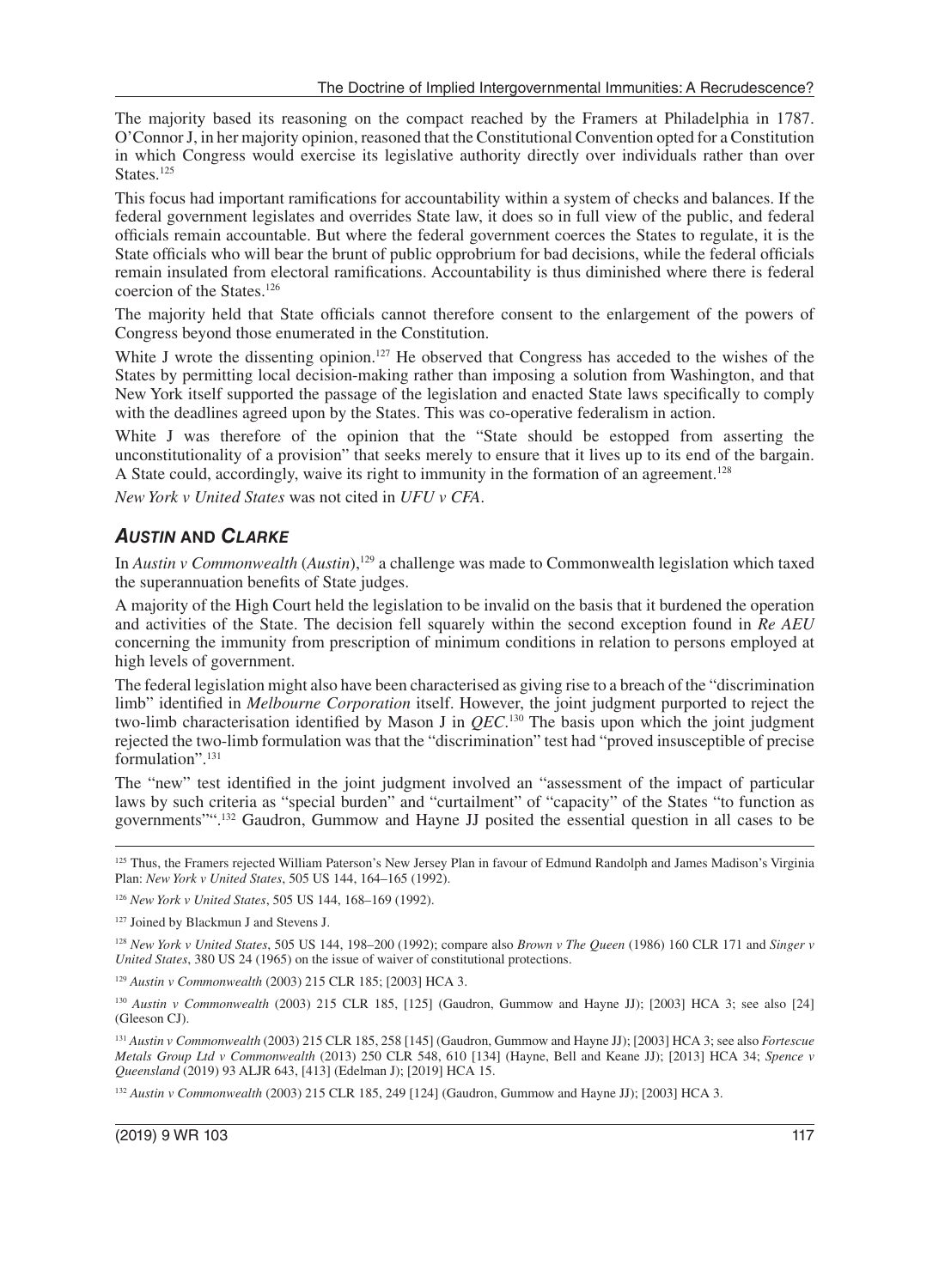The majority based its reasoning on the compact reached by the Framers at Philadelphia in 1787. O'Connor J, in her majority opinion, reasoned that the Constitutional Convention opted for a Constitution in which Congress would exercise its legislative authority directly over individuals rather than over States.[125]

This focus had important ramifications for accountability within a system of checks and balances. If the federal government legislates and overrides State law, it does so in full view of the public, and federal officials remain accountable. But where the federal government coerces the States to regulate, it is the State officials who will bear the brunt of public opprobrium for bad decisions, while the federal officials remain insulated from electoral ramifications. Accountability is thus diminished where there is federal coercion of the States.[126]

The majority held that State officials cannot therefore consent to the enlargement of the powers of Congress beyond those enumerated in the Constitution.

White J wrote the dissenting opinion.[127] He observed that Congress has acceded to the wishes of the States by permitting local decision-making rather than imposing a solution from Washington, and that New York itself supported the passage of the legislation and enacted State laws specifically to comply with the deadlines agreed upon by the States. This was co-operative federalism in action.

White J was therefore of the opinion that the "State should be estopped from asserting the unconstitutionality of a provision" that seeks merely to ensure that it lives up to its end of the bargain. A State could, accordingly, waive its right to immunity in the formation of an agreement.[128]

*New York v United States* was not cited in *UFU v CFA*.

## *AUSTIN* AND *CLARKE*

In *Austin v Commonwealth* (*Austin*),[129] a challenge was made to Commonwealth legislation which taxed the superannuation benefits of State judges.

A majority of the High Court held the legislation to be invalid on the basis that it burdened the operation and activities of the State. The decision fell squarely within the second exception found in *Re AEU* concerning the immunity from prescription of minimum conditions in relation to persons employed at high levels of government.

The federal legislation might also have been characterised as giving rise to a breach of the "discrimination limb" identified in *Melbourne Corporation* itself. However, the joint judgment purported to reject the two-limb characterisation identified by Mason J in *QEC*.[130] The basis upon which the joint judgment rejected the two-limb formulation was that the "discrimination" test had "proved insusceptible of precise formulation".[131]

The "new" test identified in the joint judgment involved an "assessment of the impact of particular laws by such criteria as "special burden" and "curtailment" of "capacity" of the States "to function as governments"".[132] Gaudron, Gummow and Hayne JJ posited the essential question in all cases to be

---

[125] Thus, the Framers rejected William Paterson's New Jersey Plan in favour of Edmund Randolph and James Madison's Virginia Plan: *New York v United States*, 505 US 144, 164–165 (1992).

[126] *New York v United States*, 505 US 144, 168–169 (1992).

[127] Joined by Blackmun J and Stevens J.

[128] *New York v United States*, 505 US 144, 198–200 (1992); compare also *Brown v The Queen* (1986) 160 CLR 171 and *Singer v United States*, 380 US 24 (1965) on the issue of waiver of constitutional protections.

[129] *Austin v Commonwealth* (2003) 215 CLR 185; [2003] HCA 3.

[130] *Austin v Commonwealth* (2003) 215 CLR 185, [125] (Gaudron, Gummow and Hayne JJ); [2003] HCA 3; see also [24] (Gleeson CJ).

[131] *Austin v Commonwealth* (2003) 215 CLR 185, 258 [145] (Gaudron, Gummow and Hayne JJ); [2003] HCA 3; see also *Fortescue Metals Group Ltd v Commonwealth* (2013) 250 CLR 548, 610 [134] (Hayne, Bell and Keane JJ); [2013] HCA 34; *Spence v Queensland* (2019) 93 ALJR 643, [413] (Edelman J); [2019] HCA 15.

[132] *Austin v Commonwealth* (2003) 215 CLR 185, 249 [124] (Gaudron, Gummow and Hayne JJ); [2003] HCA 3.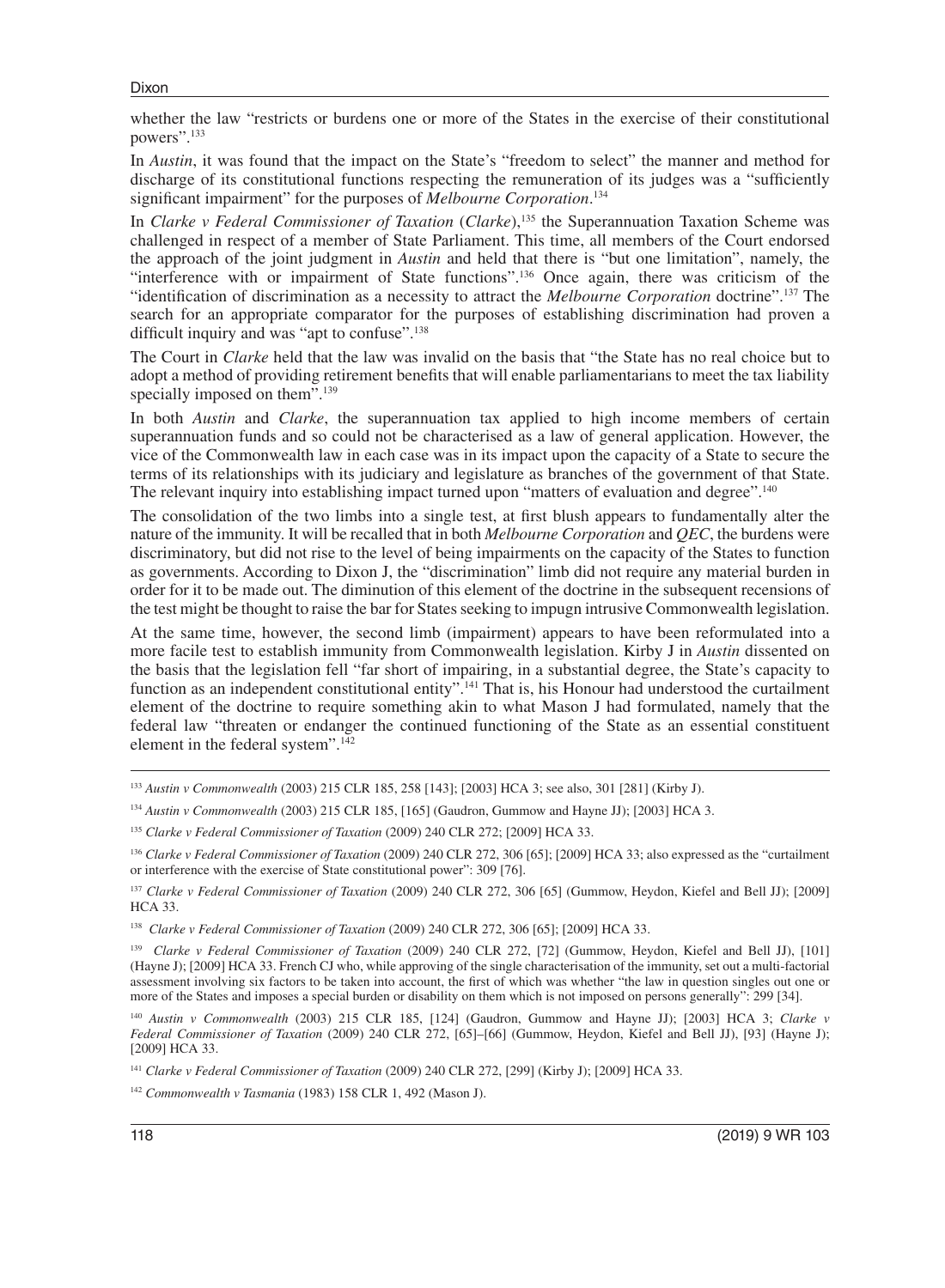whether the law "restricts or burdens one or more of the States in the exercise of their constitutional powers".[133]

In *Austin*, it was found that the impact on the State's "freedom to select" the manner and method for discharge of its constitutional functions respecting the remuneration of its judges was a "sufficiently significant impairment" for the purposes of *Melbourne Corporation*.[134]

In *Clarke v Federal Commissioner of Taxation* (*Clarke*),[135] the Superannuation Taxation Scheme was challenged in respect of a member of State Parliament. This time, all members of the Court endorsed the approach of the joint judgment in *Austin* and held that there is "but one limitation", namely, the "interference with or impairment of State functions".[136] Once again, there was criticism of the "identification of discrimination as a necessity to attract the *Melbourne Corporation* doctrine".[137] The search for an appropriate comparator for the purposes of establishing discrimination had proven a difficult inquiry and was "apt to confuse".[138]

The Court in *Clarke* held that the law was invalid on the basis that "the State has no real choice but to adopt a method of providing retirement benefits that will enable parliamentarians to meet the tax liability specially imposed on them".[139]

In both *Austin* and *Clarke*, the superannuation tax applied to high income members of certain superannuation funds and so could not be characterised as a law of general application. However, the vice of the Commonwealth law in each case was in its impact upon the capacity of a State to secure the terms of its relationships with its judiciary and legislature as branches of the government of that State. The relevant inquiry into establishing impact turned upon "matters of evaluation and degree".[140]

The consolidation of the two limbs into a single test, at first blush appears to fundamentally alter the nature of the immunity. It will be recalled that in both *Melbourne Corporation* and *QEC*, the burdens were discriminatory, but did not rise to the level of being impairments on the capacity of the States to function as governments. According to Dixon J, the "discrimination" limb did not require any material burden in order for it to be made out. The diminution of this element of the doctrine in the subsequent recensions of the test might be thought to raise the bar for States seeking to impugn intrusive Commonwealth legislation.

At the same time, however, the second limb (impairment) appears to have been reformulated into a more facile test to establish immunity from Commonwealth legislation. Kirby J in *Austin* dissented on the basis that the legislation fell "far short of impairing, in a substantial degree, the State's capacity to function as an independent constitutional entity".[141] That is, his Honour had understood the curtailment element of the doctrine to require something akin to what Mason J had formulated, namely that the federal law "threaten or endanger the continued functioning of the State as an essential constituent element in the federal system".[142]

---

[133] *Austin v Commonwealth* (2003) 215 CLR 185, 258 [143]; [2003] HCA 3; see also, 301 [281] (Kirby J).

[134] *Austin v Commonwealth* (2003) 215 CLR 185, [165] (Gaudron, Gummow and Hayne JJ); [2003] HCA 3.

[135] *Clarke v Federal Commissioner of Taxation* (2009) 240 CLR 272; [2009] HCA 33.

[136] *Clarke v Federal Commissioner of Taxation* (2009) 240 CLR 272, 306 [65]; [2009] HCA 33; also expressed as the "curtailment or interference with the exercise of State constitutional power": 309 [76].

[137] *Clarke v Federal Commissioner of Taxation* (2009) 240 CLR 272, 306 [65] (Gummow, Heydon, Kiefel and Bell JJ); [2009] HCA 33.

[138] *Clarke v Federal Commissioner of Taxation* (2009) 240 CLR 272, 306 [65]; [2009] HCA 33.

[139] *Clarke v Federal Commissioner of Taxation* (2009) 240 CLR 272, [72] (Gummow, Heydon, Kiefel and Bell JJ), [101] (Hayne J); [2009] HCA 33. French CJ who, while approving of the single characterisation of the immunity, set out a multi-factorial assessment involving six factors to be taken into account, the first of which was whether "the law in question singles out one or more of the States and imposes a special burden or disability on them which is not imposed on persons generally": 299 [34].

[140] *Austin v Commonwealth* (2003) 215 CLR 185, [124] (Gaudron, Gummow and Hayne JJ); [2003] HCA 3; *Clarke v Federal Commissioner of Taxation* (2009) 240 CLR 272, [65]–[66] (Gummow, Heydon, Kiefel and Bell JJ), [93] (Hayne J); [2009] HCA 33.

[141] *Clarke v Federal Commissioner of Taxation* (2009) 240 CLR 272, [299] (Kirby J); [2009] HCA 33.

[142] *Commonwealth v Tasmania* (1983) 158 CLR 1, 492 (Mason J).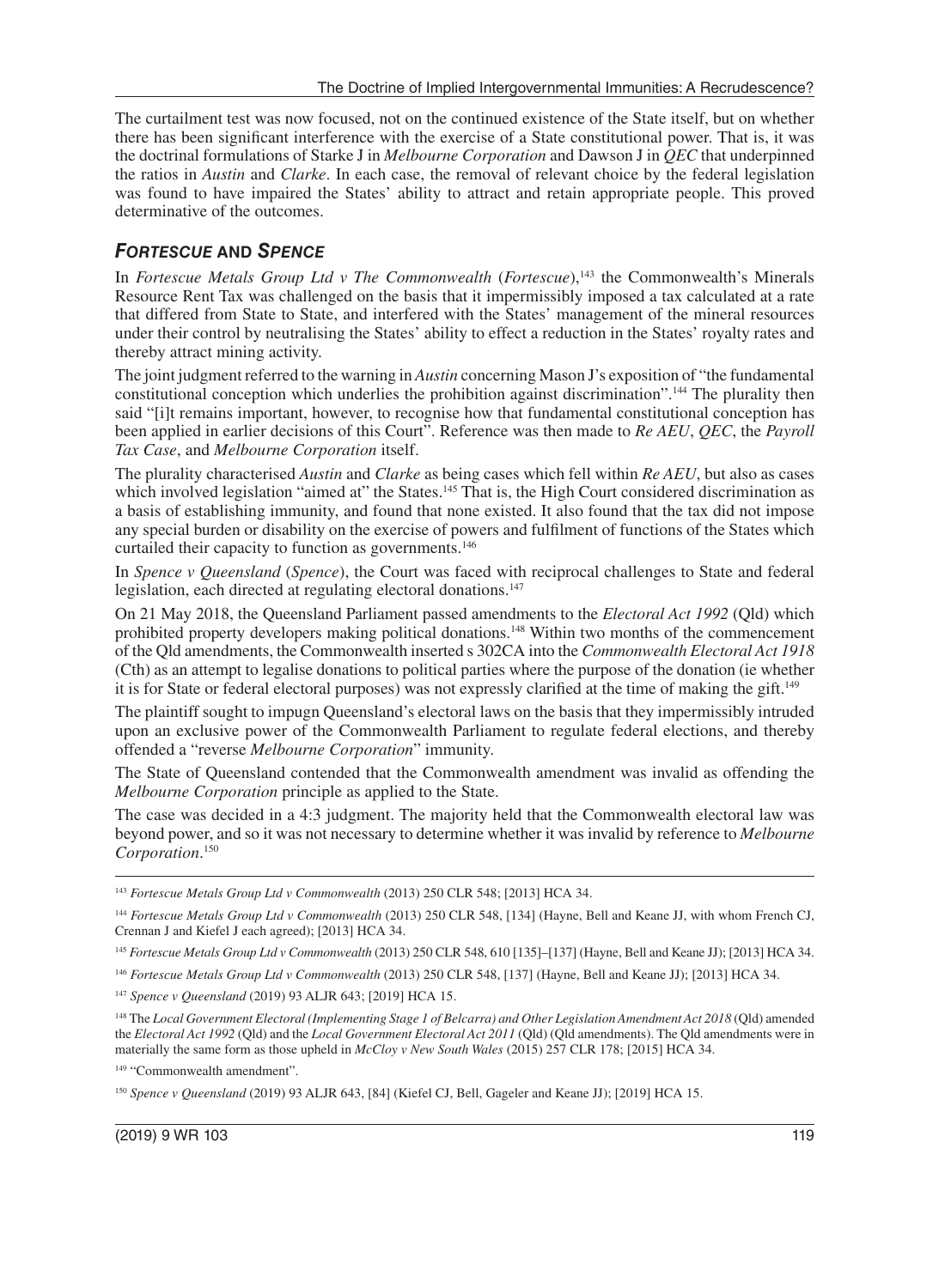The curtailment test was now focused, not on the continued existence of the State itself, but on whether there has been significant interference with the exercise of a State constitutional power. That is, it was the doctrinal formulations of Starke J in *Melbourne Corporation* and Dawson J in *QEC* that underpinned the ratios in *Austin* and *Clarke*. In each case, the removal of relevant choice by the federal legislation was found to have impaired the States' ability to attract and retain appropriate people. This proved determinative of the outcomes.

## *FORTESCUE* AND *SPENCE*

In *Fortescue Metals Group Ltd v The Commonwealth* (*Fortescue*),[143] the Commonwealth's Minerals Resource Rent Tax was challenged on the basis that it impermissibly imposed a tax calculated at a rate that differed from State to State, and interfered with the States' management of the mineral resources under their control by neutralising the States' ability to effect a reduction in the States' royalty rates and thereby attract mining activity.

The joint judgment referred to the warning in *Austin* concerning Mason J's exposition of "the fundamental constitutional conception which underlies the prohibition against discrimination".[144] The plurality then said "[i]t remains important, however, to recognise how that fundamental constitutional conception has been applied in earlier decisions of this Court". Reference was then made to *Re AEU*, *QEC*, the *Payroll Tax Case*, and *Melbourne Corporation* itself.

The plurality characterised *Austin* and *Clarke* as being cases which fell within *Re AEU*, but also as cases which involved legislation "aimed at" the States.[145] That is, the High Court considered discrimination as a basis of establishing immunity, and found that none existed. It also found that the tax did not impose any special burden or disability on the exercise of powers and fulfilment of functions of the States which curtailed their capacity to function as governments.[146]

In *Spence v Queensland* (*Spence*), the Court was faced with reciprocal challenges to State and federal legislation, each directed at regulating electoral donations.[147]

On 21 May 2018, the Queensland Parliament passed amendments to the *Electoral Act 1992* (Qld) which prohibited property developers making political donations.[148] Within two months of the commencement of the Qld amendments, the Commonwealth inserted s 302CA into the *Commonwealth Electoral Act 1918* (Cth) as an attempt to legalise donations to political parties where the purpose of the donation (ie whether it is for State or federal electoral purposes) was not expressly clarified at the time of making the gift.[149]

The plaintiff sought to impugn Queensland's electoral laws on the basis that they impermissibly intruded upon an exclusive power of the Commonwealth Parliament to regulate federal elections, and thereby offended a "reverse *Melbourne Corporation*" immunity.

The State of Queensland contended that the Commonwealth amendment was invalid as offending the *Melbourne Corporation* principle as applied to the State.

The case was decided in a 4:3 judgment. The majority held that the Commonwealth electoral law was beyond power, and so it was not necessary to determine whether it was invalid by reference to *Melbourne Corporation*.[150]

---

[143] *Fortescue Metals Group Ltd v Commonwealth* (2013) 250 CLR 548; [2013] HCA 34.

[144] *Fortescue Metals Group Ltd v Commonwealth* (2013) 250 CLR 548, [134] (Hayne, Bell and Keane JJ, with whom French CJ, Crennan J and Kiefel J each agreed); [2013] HCA 34.

[145] *Fortescue Metals Group Ltd v Commonwealth* (2013) 250 CLR 548, 610 [135]–[137] (Hayne, Bell and Keane JJ); [2013] HCA 34.

[146] *Fortescue Metals Group Ltd v Commonwealth* (2013) 250 CLR 548, [137] (Hayne, Bell and Keane JJ); [2013] HCA 34.

[147] *Spence v Queensland* (2019) 93 ALJR 643; [2019] HCA 15.

[148] The *Local Government Electoral (Implementing Stage 1 of Belcarra) and Other Legislation Amendment Act 2018* (Qld) amended the *Electoral Act 1992* (Qld) and the *Local Government Electoral Act 2011* (Qld) (Qld amendments). The Qld amendments were in materially the same form as those upheld in *McCloy v New South Wales* (2015) 257 CLR 178; [2015] HCA 34.

[149] "Commonwealth amendment".

[150] *Spence v Queensland* (2019) 93 ALJR 643, [84] (Kiefel CJ, Bell, Gageler and Keane JJ); [2019] HCA 15.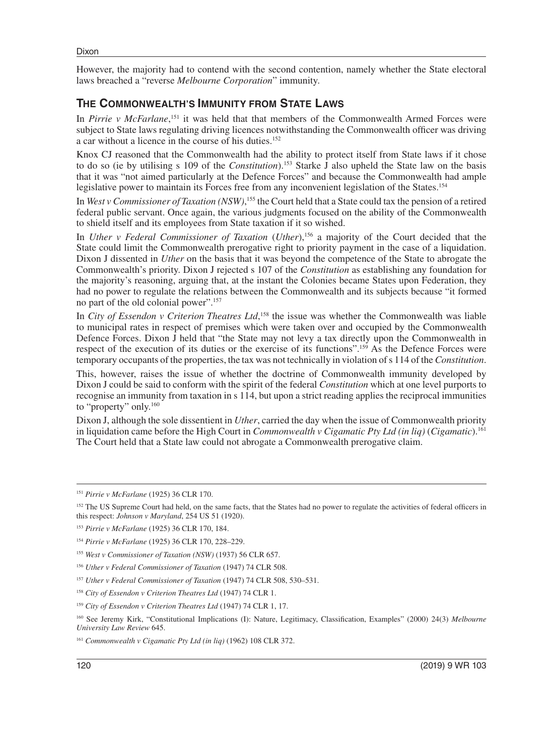However, the majority had to contend with the second contention, namely whether the State electoral laws breached a "reverse *Melbourne Corporation*" immunity.

## The Commonwealth's Immunity from State Laws

In *Pirrie v McFarlane*,[151] it was held that that members of the Commonwealth Armed Forces were subject to State laws regulating driving licences notwithstanding the Commonwealth officer was driving a car without a licence in the course of his duties.[152]

Knox CJ reasoned that the Commonwealth had the ability to protect itself from State laws if it chose to do so (ie by utilising s 109 of the *Constitution*).[153] Starke J also upheld the State law on the basis that it was "not aimed particularly at the Defence Forces" and because the Commonwealth had ample legislative power to maintain its Forces free from any inconvenient legislation of the States.[154]

In *West v Commissioner of Taxation (NSW)*,[155] the Court held that a State could tax the pension of a retired federal public servant. Once again, the various judgments focused on the ability of the Commonwealth to shield itself and its employees from State taxation if it so wished.

In *Uther v Federal Commissioner of Taxation* (*Uther*),[156] a majority of the Court decided that the State could limit the Commonwealth prerogative right to priority payment in the case of a liquidation. Dixon J dissented in *Uther* on the basis that it was beyond the competence of the State to abrogate the Commonwealth's priority. Dixon J rejected s 107 of the *Constitution* as establishing any foundation for the majority's reasoning, arguing that, at the instant the Colonies became States upon Federation, they had no power to regulate the relations between the Commonwealth and its subjects because "it formed no part of the old colonial power".[157]

In *City of Essendon v Criterion Theatres Ltd*,[158] the issue was whether the Commonwealth was liable to municipal rates in respect of premises which were taken over and occupied by the Commonwealth Defence Forces. Dixon J held that "the State may not levy a tax directly upon the Commonwealth in respect of the execution of its duties or the exercise of its functions".[159] As the Defence Forces were temporary occupants of the properties, the tax was not technically in violation of s 114 of the *Constitution*.

This, however, raises the issue of whether the doctrine of Commonwealth immunity developed by Dixon J could be said to conform with the spirit of the federal *Constitution* which at one level purports to recognise an immunity from taxation in s 114, but upon a strict reading applies the reciprocal immunities to "property" only.[160]

Dixon J, although the sole dissentient in *Uther*, carried the day when the issue of Commonwealth priority in liquidation came before the High Court in *Commonwealth v Cigamatic Pty Ltd (in liq)* (*Cigamatic*).[161] The Court held that a State law could not abrogate a Commonwealth prerogative claim.

---

[151] *Pirrie v McFarlane* (1925) 36 CLR 170.

[152] The US Supreme Court had held, on the same facts, that the States had no power to regulate the activities of federal officers in this respect: *Johnson v Maryland*, 254 US 51 (1920).

[153] *Pirrie v McFarlane* (1925) 36 CLR 170, 184.

[154] *Pirrie v McFarlane* (1925) 36 CLR 170, 228–229.

[155] *West v Commissioner of Taxation (NSW)* (1937) 56 CLR 657.

[156] *Uther v Federal Commissioner of Taxation* (1947) 74 CLR 508.

[157] *Uther v Federal Commissioner of Taxation* (1947) 74 CLR 508, 530–531.

[158] *City of Essendon v Criterion Theatres Ltd* (1947) 74 CLR 1.

[159] *City of Essendon v Criterion Theatres Ltd* (1947) 74 CLR 1, 17.

[160] See Jeremy Kirk, "Constitutional Implications (I): Nature, Legitimacy, Classification, Examples" (2000) 24(3) *Melbourne University Law Review* 645.

[161] *Commonwealth v Cigamatic Pty Ltd (in liq)* (1962) 108 CLR 372.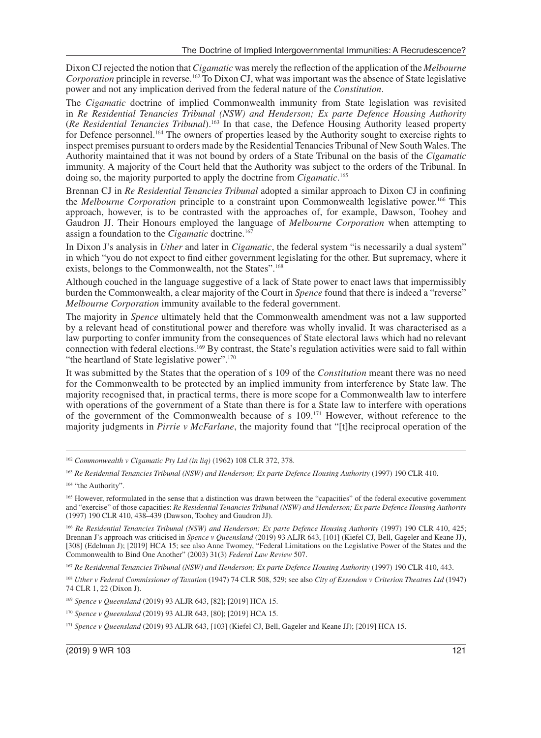Dixon CJ rejected the notion that *Cigamatic* was merely the reflection of the application of the *Melbourne Corporation* principle in reverse.[162] To Dixon CJ, what was important was the absence of State legislative power and not any implication derived from the federal nature of the *Constitution*.

The *Cigamatic* doctrine of implied Commonwealth immunity from State legislation was revisited in *Re Residential Tenancies Tribunal (NSW) and Henderson; Ex parte Defence Housing Authority* (*Re Residential Tenancies Tribunal*).[163] In that case, the Defence Housing Authority leased property for Defence personnel.[164] The owners of properties leased by the Authority sought to exercise rights to inspect premises pursuant to orders made by the Residential Tenancies Tribunal of New South Wales. The Authority maintained that it was not bound by orders of a State Tribunal on the basis of the *Cigamatic* immunity. A majority of the Court held that the Authority was subject to the orders of the Tribunal. In doing so, the majority purported to apply the doctrine from *Cigamatic*.[165]

Brennan CJ in *Re Residential Tenancies Tribunal* adopted a similar approach to Dixon CJ in confining the *Melbourne Corporation* principle to a constraint upon Commonwealth legislative power.[166] This approach, however, is to be contrasted with the approaches of, for example, Dawson, Toohey and Gaudron JJ. Their Honours employed the language of *Melbourne Corporation* when attempting to assign a foundation to the *Cigamatic* doctrine.[167]

In Dixon J's analysis in *Uther* and later in *Cigamatic*, the federal system "is necessarily a dual system" in which "you do not expect to find either government legislating for the other. But supremacy, where it exists, belongs to the Commonwealth, not the States".[168]

Although couched in the language suggestive of a lack of State power to enact laws that impermissibly burden the Commonwealth, a clear majority of the Court in *Spence* found that there is indeed a "reverse" *Melbourne Corporation* immunity available to the federal government.

The majority in *Spence* ultimately held that the Commonwealth amendment was not a law supported by a relevant head of constitutional power and therefore was wholly invalid. It was characterised as a law purporting to confer immunity from the consequences of State electoral laws which had no relevant connection with federal elections.[169] By contrast, the State's regulation activities were said to fall within "the heartland of State legislative power".[170]

It was submitted by the States that the operation of s 109 of the *Constitution* meant there was no need for the Commonwealth to be protected by an implied immunity from interference by State law. The majority recognised that, in practical terms, there is more scope for a Commonwealth law to interfere with operations of the government of a State than there is for a State law to interfere with operations of the government of the Commonwealth because of s 109.[171] However, without reference to the majority judgments in *Pirrie v McFarlane*, the majority found that "[t]he reciprocal operation of the

---

[162] *Commonwealth v Cigamatic Pty Ltd (in liq)* (1962) 108 CLR 372, 378.

[163] *Re Residential Tenancies Tribunal (NSW) and Henderson; Ex parte Defence Housing Authority* (1997) 190 CLR 410.

[164] "the Authority".

[165] However, reformulated in the sense that a distinction was drawn between the "capacities" of the federal executive government and "exercise" of those capacities: *Re Residential Tenancies Tribunal (NSW) and Henderson; Ex parte Defence Housing Authority* (1997) 190 CLR 410, 438–439 (Dawson, Toohey and Gaudron JJ).

[166] *Re Residential Tenancies Tribunal (NSW) and Henderson; Ex parte Defence Housing Authority* (1997) 190 CLR 410, 425; Brennan J's approach was criticised in *Spence v Queensland* (2019) 93 ALJR 643, [101] (Kiefel CJ, Bell, Gageler and Keane JJ), [308] (Edelman J); [2019] HCA 15; see also Anne Twomey, "Federal Limitations on the Legislative Power of the States and the Commonwealth to Bind One Another" (2003) 31(3) *Federal Law Review* 507.

[167] *Re Residential Tenancies Tribunal (NSW) and Henderson; Ex parte Defence Housing Authority* (1997) 190 CLR 410, 443.

[168] *Uther v Federal Commissioner of Taxation* (1947) 74 CLR 508, 529; see also *City of Essendon v Criterion Theatres Ltd* (1947) 74 CLR 1, 22 (Dixon J).

[169] *Spence v Queensland* (2019) 93 ALJR 643, [82]; [2019] HCA 15.

[170] *Spence v Queensland* (2019) 93 ALJR 643, [80]; [2019] HCA 15.

[171] *Spence v Queensland* (2019) 93 ALJR 643, [103] (Kiefel CJ, Bell, Gageler and Keane JJ); [2019] HCA 15.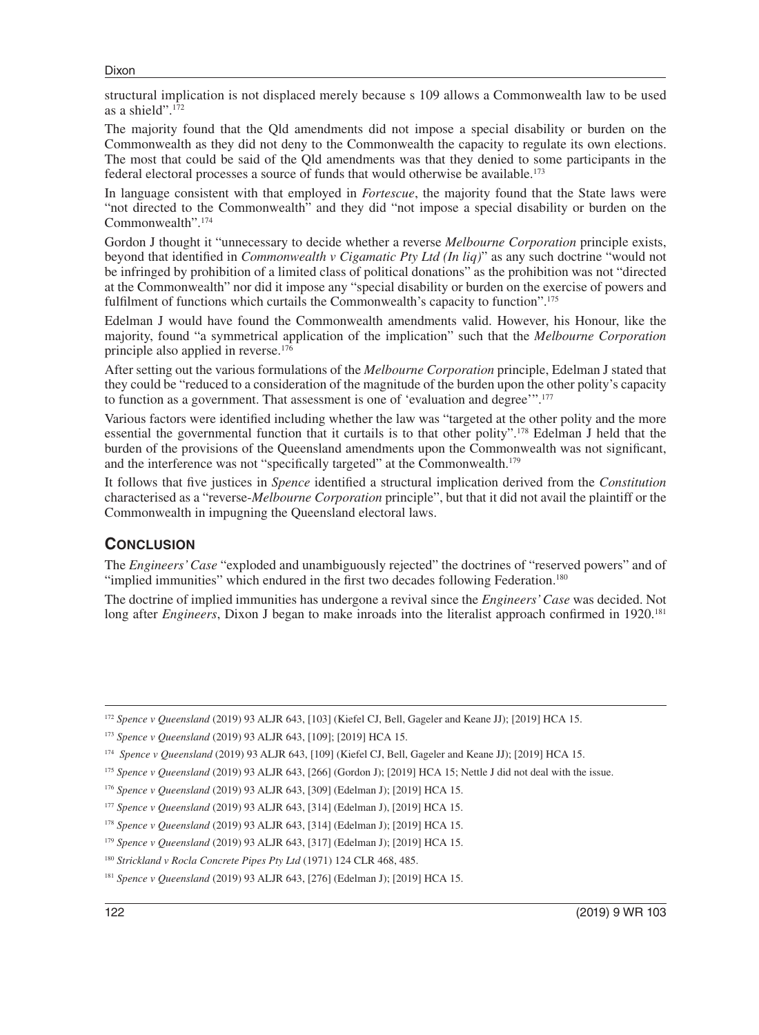structural implication is not displaced merely because s 109 allows a Commonwealth law to be used as a shield".[172]

The majority found that the Qld amendments did not impose a special disability or burden on the Commonwealth as they did not deny to the Commonwealth the capacity to regulate its own elections. The most that could be said of the Qld amendments was that they denied to some participants in the federal electoral processes a source of funds that would otherwise be available.[173]

In language consistent with that employed in *Fortescue*, the majority found that the State laws were "not directed to the Commonwealth" and they did "not impose a special disability or burden on the Commonwealth".[174]

Gordon J thought it "unnecessary to decide whether a reverse *Melbourne Corporation* principle exists, beyond that identified in *Commonwealth v Cigamatic Pty Ltd (In liq)*" as any such doctrine "would not be infringed by prohibition of a limited class of political donations" as the prohibition was not "directed at the Commonwealth" nor did it impose any "special disability or burden on the exercise of powers and fulfilment of functions which curtails the Commonwealth's capacity to function".[175]

Edelman J would have found the Commonwealth amendments valid. However, his Honour, like the majority, found "a symmetrical application of the implication" such that the *Melbourne Corporation* principle also applied in reverse.[176]

After setting out the various formulations of the *Melbourne Corporation* principle, Edelman J stated that they could be "reduced to a consideration of the magnitude of the burden upon the other polity's capacity to function as a government. That assessment is one of 'evaluation and degree'".[177]

Various factors were identified including whether the law was "targeted at the other polity and the more essential the governmental function that it curtails is to that other polity".[178] Edelman J held that the burden of the provisions of the Queensland amendments upon the Commonwealth was not significant, and the interference was not "specifically targeted" at the Commonwealth.[179]

It follows that five justices in *Spence* identified a structural implication derived from the *Constitution* characterised as a "reverse-*Melbourne Corporation* principle", but that it did not avail the plaintiff or the Commonwealth in impugning the Queensland electoral laws.

## Conclusion

The *Engineers' Case* "exploded and unambiguously rejected" the doctrines of "reserved powers" and of "implied immunities" which endured in the first two decades following Federation.[180]

The doctrine of implied immunities has undergone a revival since the *Engineers' Case* was decided. Not long after *Engineers*, Dixon J began to make inroads into the literalist approach confirmed in 1920.[181]

---

[172] *Spence v Queensland* (2019) 93 ALJR 643, [103] (Kiefel CJ, Bell, Gageler and Keane JJ); [2019] HCA 15.

[173] *Spence v Queensland* (2019) 93 ALJR 643, [109]; [2019] HCA 15.

[174] *Spence v Queensland* (2019) 93 ALJR 643, [109] (Kiefel CJ, Bell, Gageler and Keane JJ); [2019] HCA 15.

[175] *Spence v Queensland* (2019) 93 ALJR 643, [266] (Gordon J); [2019] HCA 15; Nettle J did not deal with the issue.

[176] *Spence v Queensland* (2019) 93 ALJR 643, [309] (Edelman J); [2019] HCA 15.

[177] *Spence v Queensland* (2019) 93 ALJR 643, [314] (Edelman J), [2019] HCA 15.

[178] *Spence v Queensland* (2019) 93 ALJR 643, [314] (Edelman J); [2019] HCA 15.

[179] *Spence v Queensland* (2019) 93 ALJR 643, [317] (Edelman J); [2019] HCA 15.

[180] *Strickland v Rocla Concrete Pipes Pty Ltd* (1971) 124 CLR 468, 485.

[181] *Spence v Queensland* (2019) 93 ALJR 643, [276] (Edelman J); [2019] HCA 15.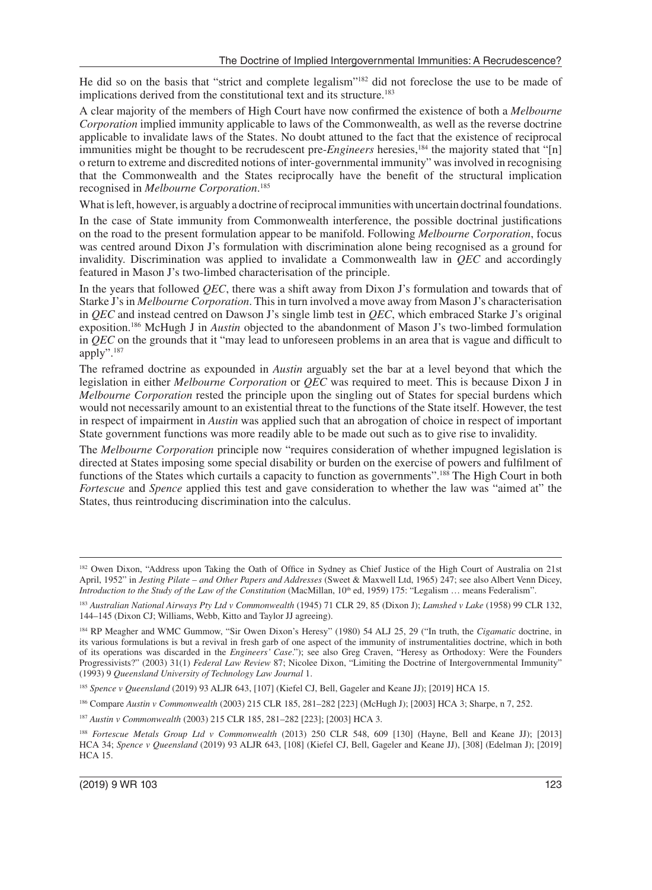He did so on the basis that "strict and complete legalism"[182] did not foreclose the use to be made of implications derived from the constitutional text and its structure.[183]

A clear majority of the members of High Court have now confirmed the existence of both a *Melbourne Corporation* implied immunity applicable to laws of the Commonwealth, as well as the reverse doctrine applicable to invalidate laws of the States. No doubt attuned to the fact that the existence of reciprocal immunities might be thought to be recrudescent pre-*Engineers* heresies,[184] the majority stated that "[n]o return to extreme and discredited notions of inter-governmental immunity" was involved in recognising that the Commonwealth and the States reciprocally have the benefit of the structural implication recognised in *Melbourne Corporation*.[185]

What is left, however, is arguably a doctrine of reciprocal immunities with uncertain doctrinal foundations.

In the case of State immunity from Commonwealth interference, the possible doctrinal justifications on the road to the present formulation appear to be manifold. Following *Melbourne Corporation*, focus was centred around Dixon J's formulation with discrimination alone being recognised as a ground for invalidity. Discrimination was applied to invalidate a Commonwealth law in *QEC* and accordingly featured in Mason J's two-limbed characterisation of the principle.

In the years that followed *QEC*, there was a shift away from Dixon J's formulation and towards that of Starke J's in *Melbourne Corporation*. This in turn involved a move away from Mason J's characterisation in *QEC* and instead centred on Dawson J's single limb test in *QEC*, which embraced Starke J's original exposition.[186] McHugh J in *Austin* objected to the abandonment of Mason J's two-limbed formulation in *QEC* on the grounds that it "may lead to unforeseen problems in an area that is vague and difficult to apply".[187]

The reframed doctrine as expounded in *Austin* arguably set the bar at a level beyond that which the legislation in either *Melbourne Corporation* or *QEC* was required to meet. This is because Dixon J in *Melbourne Corporation* rested the principle upon the singling out of States for special burdens which would not necessarily amount to an existential threat to the functions of the State itself. However, the test in respect of impairment in *Austin* was applied such that an abrogation of choice in respect of important State government functions was more readily able to be made out such as to give rise to invalidity.

The *Melbourne Corporation* principle now "requires consideration of whether impugned legislation is directed at States imposing some special disability or burden on the exercise of powers and fulfilment of functions of the States which curtails a capacity to function as governments".[188] The High Court in both *Fortescue* and *Spence* applied this test and gave consideration to whether the law was "aimed at" the States, thus reintroducing discrimination into the calculus.

---

[182] Owen Dixon, "Address upon Taking the Oath of Office in Sydney as Chief Justice of the High Court of Australia on 21st April, 1952" in *Jesting Pilate – and Other Papers and Addresses* (Sweet & Maxwell Ltd, 1965) 247; see also Albert Venn Dicey, *Introduction to the Study of the Law of the Constitution* (MacMillan, 10th ed, 1959) 175: "Legalism … means Federalism".

[183] *Australian National Airways Pty Ltd v Commonwealth* (1945) 71 CLR 29, 85 (Dixon J); *Lamshed v Lake* (1958) 99 CLR 132, 144–145 (Dixon CJ; Williams, Webb, Kitto and Taylor JJ agreeing).

[184] RP Meagher and WMC Gummow, "Sir Owen Dixon's Heresy" (1980) 54 ALJ 25, 29 ("In truth, the *Cigamatic* doctrine, in its various formulations is but a revival in fresh garb of one aspect of the immunity of instrumentalities doctrine, which in both of its operations was discarded in the *Engineers' Case*."); see also Greg Craven, "Heresy as Orthodoxy: Were the Founders Progressivists?" (2003) 31(1) *Federal Law Review* 87; Nicolee Dixon, "Limiting the Doctrine of Intergovernmental Immunity" (1993) 9 *Queensland University of Technology Law Journal* 1.

[185] *Spence v Queensland* (2019) 93 ALJR 643, [107] (Kiefel CJ, Bell, Gageler and Keane JJ); [2019] HCA 15.

[186] Compare *Austin v Commonwealth* (2003) 215 CLR 185, 281–282 [223] (McHugh J); [2003] HCA 3; Sharpe, n 7, 252.

[187] *Austin v Commonwealth* (2003) 215 CLR 185, 281–282 [223]; [2003] HCA 3.

[188] *Fortescue Metals Group Ltd v Commonwealth* (2013) 250 CLR 548, 609 [130] (Hayne, Bell and Keane JJ); [2013] HCA 34; *Spence v Queensland* (2019) 93 ALJR 643, [108] (Kiefel CJ, Bell, Gageler and Keane JJ), [308] (Edelman J); [2019] HCA 15.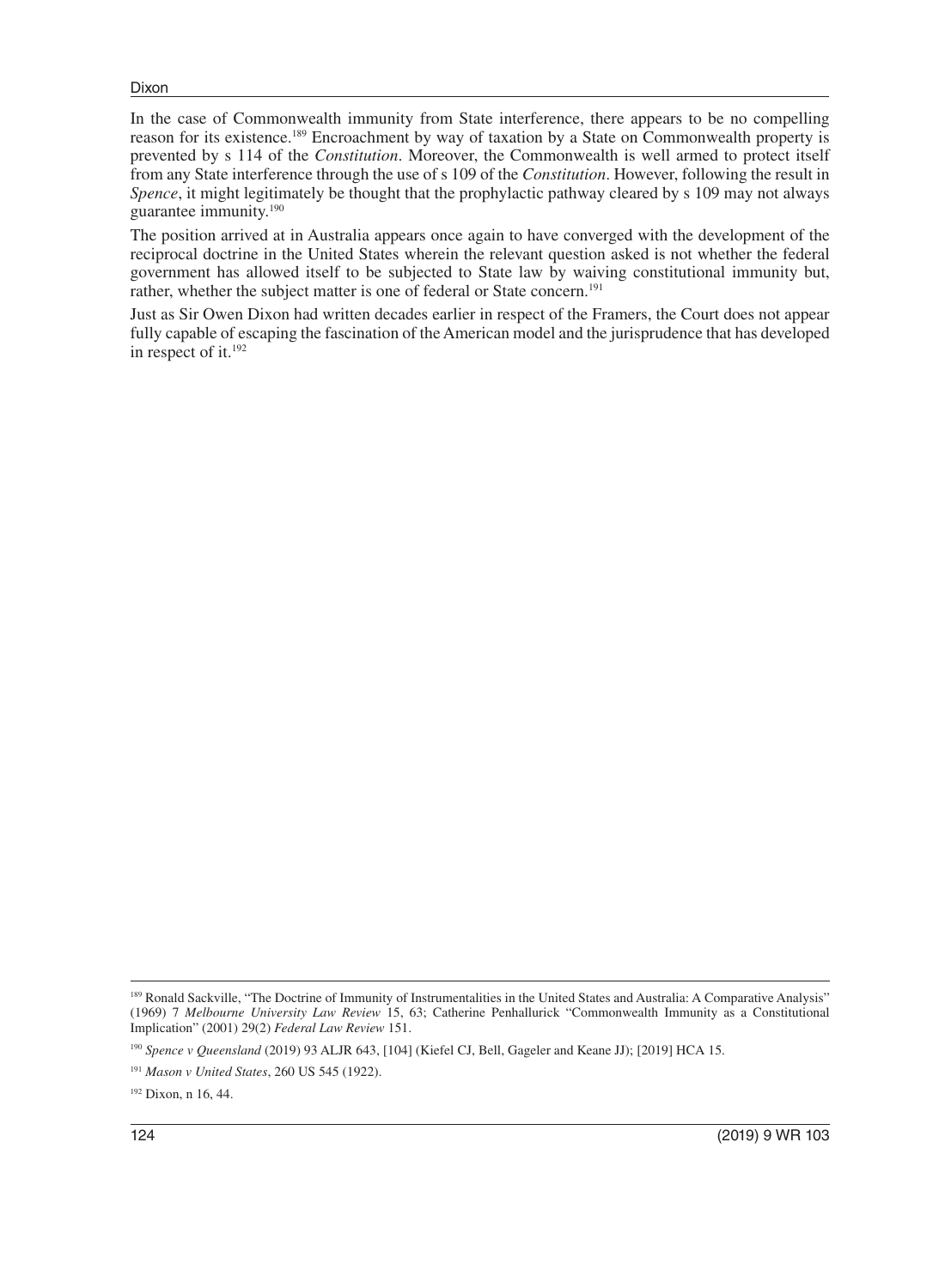In the case of Commonwealth immunity from State interference, there appears to be no compelling reason for its existence.[189] Encroachment by way of taxation by a State on Commonwealth property is prevented by s 114 of the *Constitution*. Moreover, the Commonwealth is well armed to protect itself from any State interference through the use of s 109 of the *Constitution*. However, following the result in *Spence*, it might legitimately be thought that the prophylactic pathway cleared by s 109 may not always guarantee immunity.[190]

The position arrived at in Australia appears once again to have converged with the development of the reciprocal doctrine in the United States wherein the relevant question asked is not whether the federal government has allowed itself to be subjected to State law by waiving constitutional immunity but, rather, whether the subject matter is one of federal or State concern.[191]

Just as Sir Owen Dixon had written decades earlier in respect of the Framers, the Court does not appear fully capable of escaping the fascination of the American model and the jurisprudence that has developed in respect of it.[192]

---

[189] Ronald Sackville, "The Doctrine of Immunity of Instrumentalities in the United States and Australia: A Comparative Analysis" (1969) 7 *Melbourne University Law Review* 15, 63; Catherine Penhallurick "Commonwealth Immunity as a Constitutional Implication" (2001) 29(2) *Federal Law Review* 151.

[190] *Spence v Queensland* (2019) 93 ALJR 643, [104] (Kiefel CJ, Bell, Gageler and Keane JJ); [2019] HCA 15.

[191] *Mason v United States*, 260 US 545 (1922).

[192] Dixon, n 16, 44.